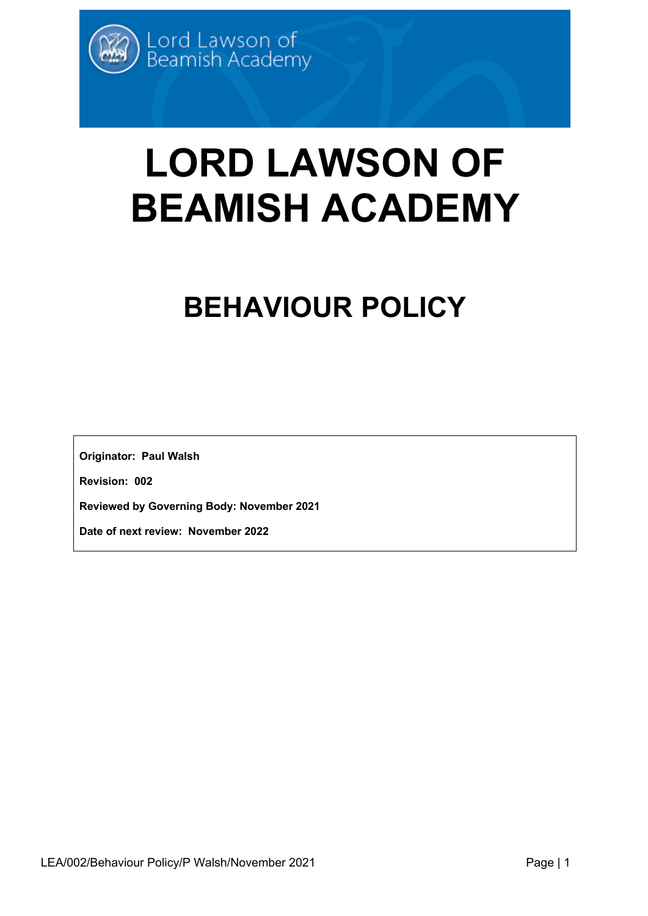Lord Lawson of Beamish Academy

# LORD LAWSON OF BEAMISH ACADEMY

## BEHAVIOUR POLICY

**Originator: Paul Walsh**

**Revision: 002**

**Reviewed by Governing Body: November 2021**

**Date of next review: November 2022**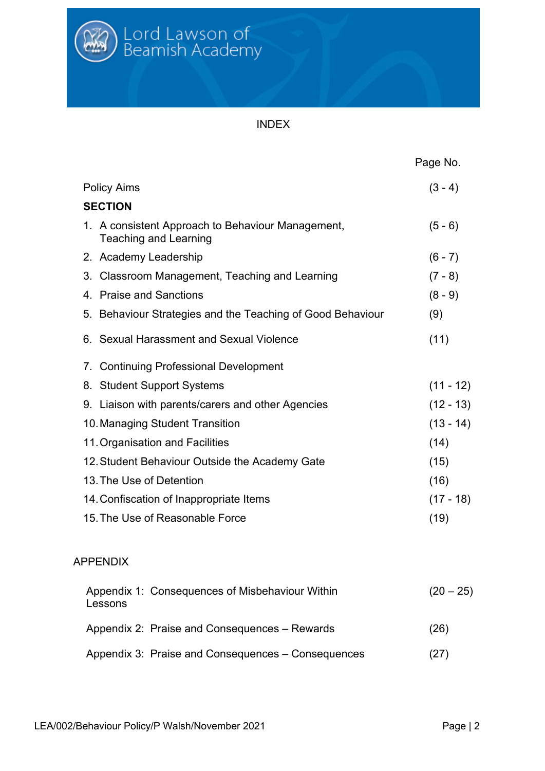# INDEX

| | Page No. |
|---|---|
| Policy Aims | (3 - 4) |
| **SECTION** | |
| 1. A consistent Approach to Behaviour Management, Teaching and Learning | (5 - 6) |
| 2. Academy Leadership | (6 - 7) |
| 3. Classroom Management, Teaching and Learning | (7 - 8) |
| 4. Praise and Sanctions | (8 - 9) |
| 5. Behaviour Strategies and the Teaching of Good Behaviour | (9) |
| 6. Sexual Harassment and Sexual Violence | (11) |
| 7. Continuing Professional Development | |
| 8. Student Support Systems | (11 - 12) |
| 9. Liaison with parents/carers and other Agencies | (12 - 13) |
| 10. Managing Student Transition | (13 - 14) |
| 11. Organisation and Facilities | (14) |
| 12. Student Behaviour Outside the Academy Gate | (15) |
| 13. The Use of Detention | (16) |
| 14. Confiscation of Inappropriate Items | (17 - 18) |
| 15. The Use of Reasonable Force | (19) |

APPENDIX

| | |
|---|---|
| Appendix 1: Consequences of Misbehaviour Within Lessons | (20 – 25) |
| Appendix 2: Praise and Consequences – Rewards | (26) |
| Appendix 3: Praise and Consequences – Consequences | (27) |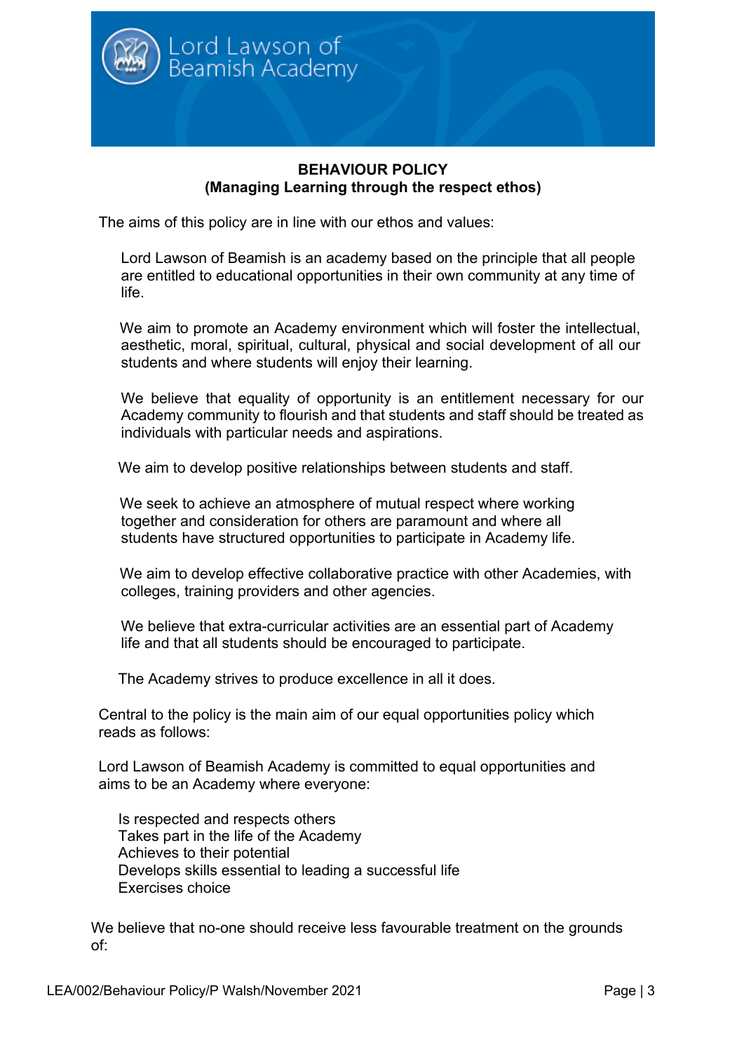Lord Lawson of Beamish Academy

**BEHAVIOUR POLICY**
**(Managing Learning through the respect ethos)**

The aims of this policy are in line with our ethos and values:

Lord Lawson of Beamish is an academy based on the principle that all people are entitled to educational opportunities in their own community at any time of life.

We aim to promote an Academy environment which will foster the intellectual, aesthetic, moral, spiritual, cultural, physical and social development of all our students and where students will enjoy their learning.

We believe that equality of opportunity is an entitlement necessary for our Academy community to flourish and that students and staff should be treated as individuals with particular needs and aspirations.

We aim to develop positive relationships between students and staff.

We seek to achieve an atmosphere of mutual respect where working together and consideration for others are paramount and where all students have structured opportunities to participate in Academy life.

We aim to develop effective collaborative practice with other Academies, with colleges, training providers and other agencies.

We believe that extra-curricular activities are an essential part of Academy life and that all students should be encouraged to participate.

The Academy strives to produce excellence in all it does.

Central to the policy is the main aim of our equal opportunities policy which reads as follows:

Lord Lawson of Beamish Academy is committed to equal opportunities and aims to be an Academy where everyone:

Is respected and respects others
Takes part in the life of the Academy
Achieves to their potential
Develops skills essential to leading a successful life
Exercises choice

We believe that no-one should receive less favourable treatment on the grounds of: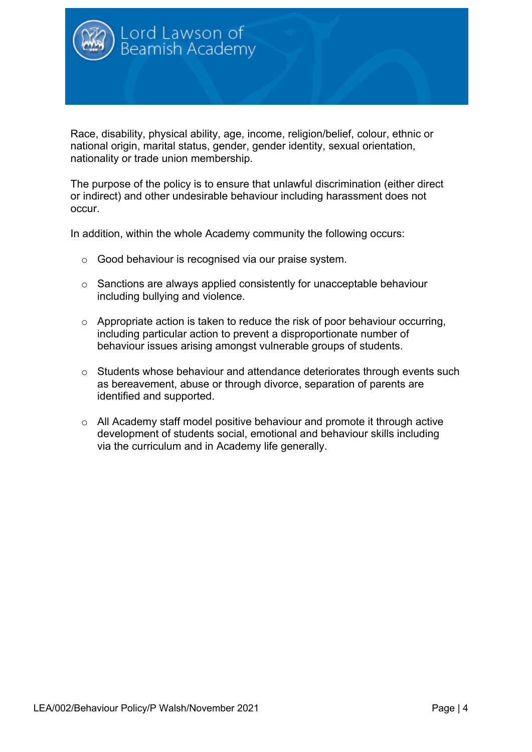Race, disability, physical ability, age, income, religion/belief, colour, ethnic or national origin, marital status, gender, gender identity, sexual orientation, nationality or trade union membership.

The purpose of the policy is to ensure that unlawful discrimination (either direct or indirect) and other undesirable behaviour including harassment does not occur.

In addition, within the whole Academy community the following occurs:

- Good behaviour is recognised via our praise system.
- Sanctions are always applied consistently for unacceptable behaviour including bullying and violence.
- Appropriate action is taken to reduce the risk of poor behaviour occurring, including particular action to prevent a disproportionate number of behaviour issues arising amongst vulnerable groups of students.
- Students whose behaviour and attendance deteriorates through events such as bereavement, abuse or through divorce, separation of parents are identified and supported.
- All Academy staff model positive behaviour and promote it through active development of students social, emotional and behaviour skills including via the curriculum and in Academy life generally.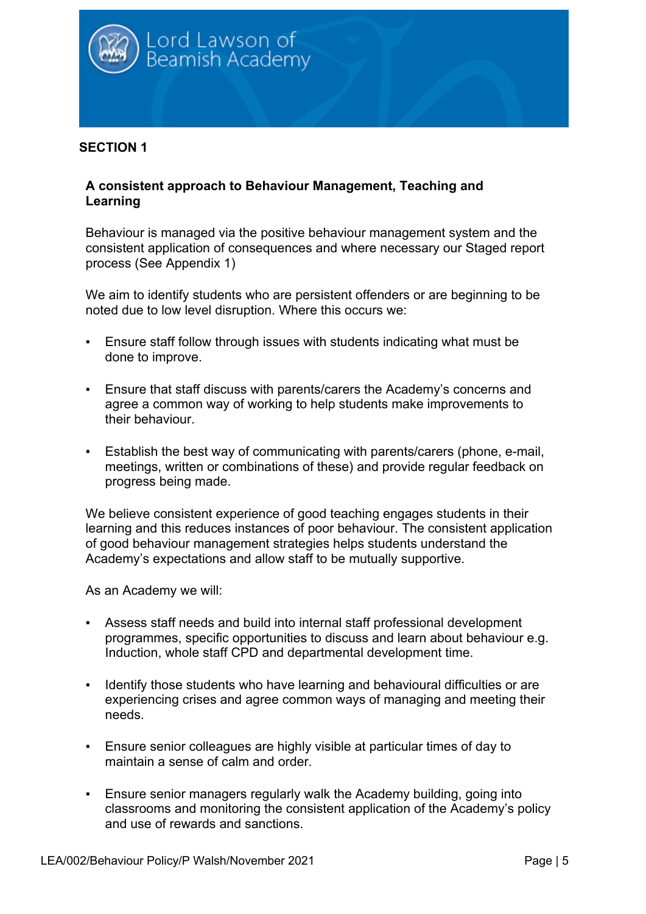## SECTION 1

### A consistent approach to Behaviour Management, Teaching and Learning

Behaviour is managed via the positive behaviour management system and the consistent application of consequences and where necessary our Staged report process (See Appendix 1)

We aim to identify students who are persistent offenders or are beginning to be noted due to low level disruption. Where this occurs we:

- Ensure staff follow through issues with students indicating what must be done to improve.
- Ensure that staff discuss with parents/carers the Academy's concerns and agree a common way of working to help students make improvements to their behaviour.
- Establish the best way of communicating with parents/carers (phone, e-mail, meetings, written or combinations of these) and provide regular feedback on progress being made.

We believe consistent experience of good teaching engages students in their learning and this reduces instances of poor behaviour. The consistent application of good behaviour management strategies helps students understand the Academy's expectations and allow staff to be mutually supportive.

As an Academy we will:

- Assess staff needs and build into internal staff professional development programmes, specific opportunities to discuss and learn about behaviour e.g. Induction, whole staff CPD and departmental development time.
- Identify those students who have learning and behavioural difficulties or are experiencing crises and agree common ways of managing and meeting their needs.
- Ensure senior colleagues are highly visible at particular times of day to maintain a sense of calm and order.
- Ensure senior managers regularly walk the Academy building, going into classrooms and monitoring the consistent application of the Academy's policy and use of rewards and sanctions.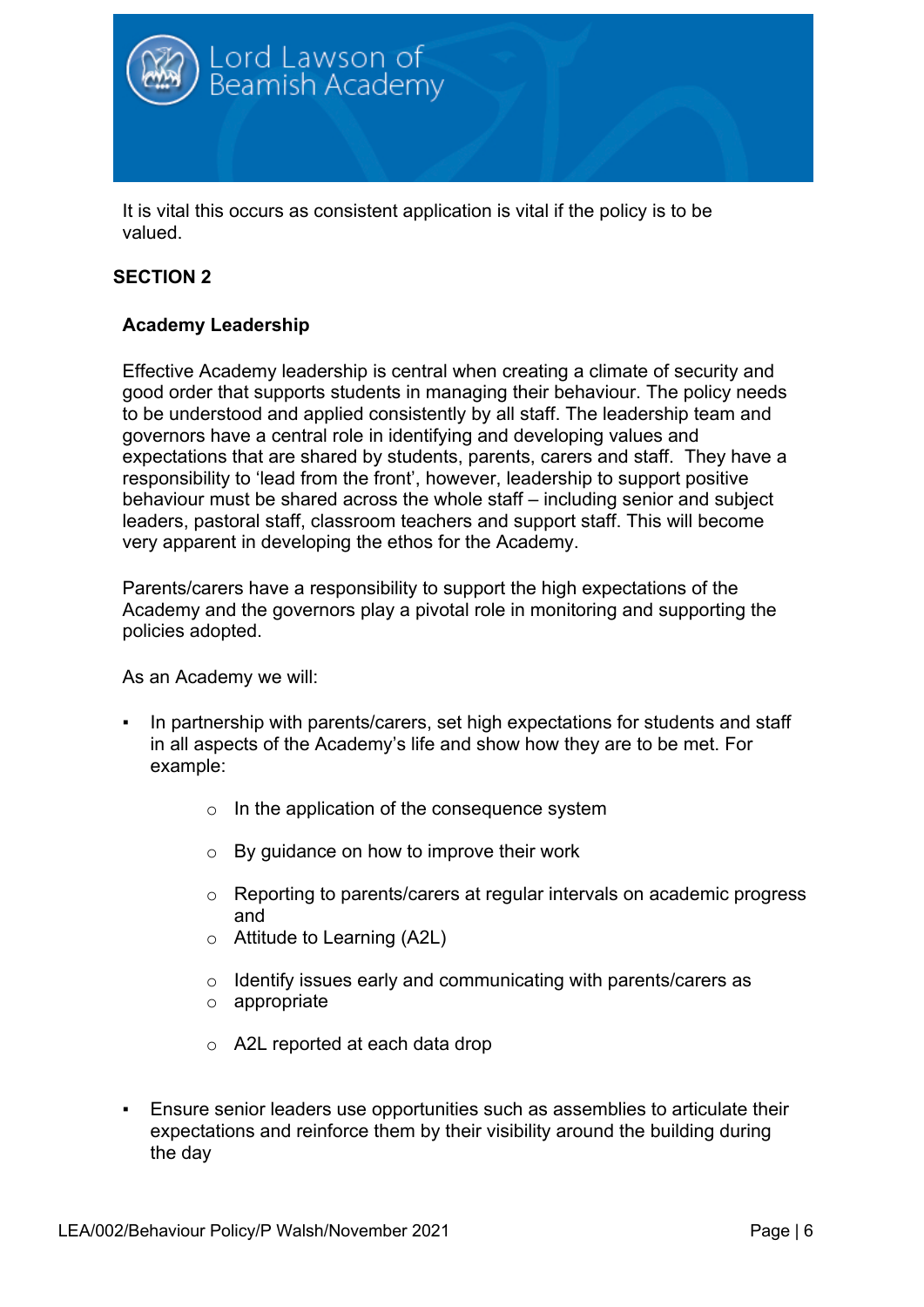It is vital this occurs as consistent application is vital if the policy is to be valued.

## SECTION 2

### Academy Leadership

Effective Academy leadership is central when creating a climate of security and good order that supports students in managing their behaviour. The policy needs to be understood and applied consistently by all staff. The leadership team and governors have a central role in identifying and developing values and expectations that are shared by students, parents, carers and staff. They have a responsibility to 'lead from the front', however, leadership to support positive behaviour must be shared across the whole staff – including senior and subject leaders, pastoral staff, classroom teachers and support staff. This will become very apparent in developing the ethos for the Academy.

Parents/carers have a responsibility to support the high expectations of the Academy and the governors play a pivotal role in monitoring and supporting the policies adopted.

As an Academy we will:

- In partnership with parents/carers, set high expectations for students and staff in all aspects of the Academy's life and show how they are to be met. For example:
    - In the application of the consequence system
    - By guidance on how to improve their work
    - Reporting to parents/carers at regular intervals on academic progress and
    - Attitude to Learning (A2L)
    - Identify issues early and communicating with parents/carers as
    - appropriate
    - A2L reported at each data drop
- Ensure senior leaders use opportunities such as assemblies to articulate their expectations and reinforce them by their visibility around the building during the day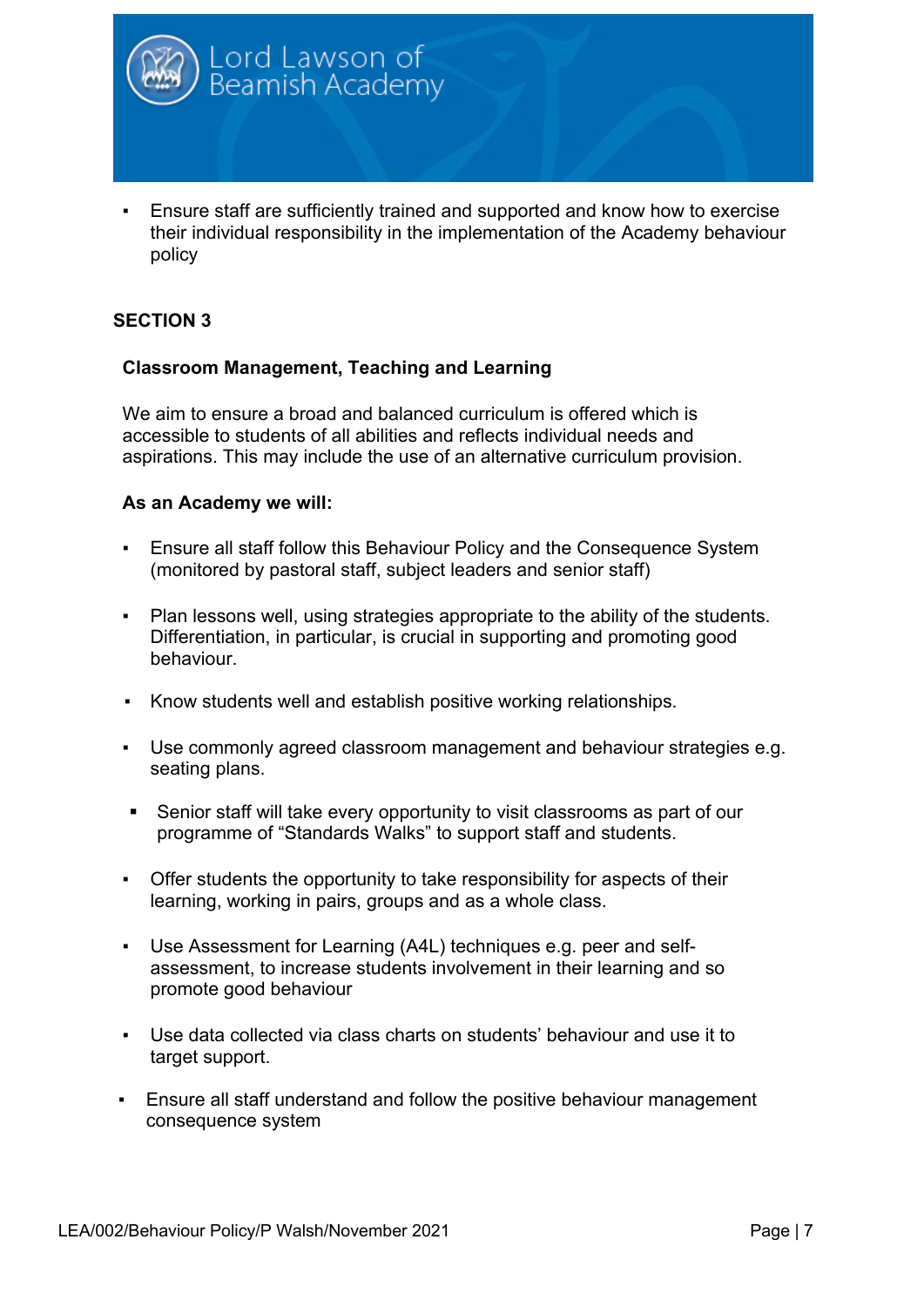- Ensure staff are sufficiently trained and supported and know how to exercise their individual responsibility in the implementation of the Academy behaviour policy

## SECTION 3

### Classroom Management, Teaching and Learning

We aim to ensure a broad and balanced curriculum is offered which is accessible to students of all abilities and reflects individual needs and aspirations. This may include the use of an alternative curriculum provision.

**As an Academy we will:**

- Ensure all staff follow this Behaviour Policy and the Consequence System (monitored by pastoral staff, subject leaders and senior staff)
- Plan lessons well, using strategies appropriate to the ability of the students. Differentiation, in particular, is crucial in supporting and promoting good behaviour.
- Know students well and establish positive working relationships.
- Use commonly agreed classroom management and behaviour strategies e.g. seating plans.
- Senior staff will take every opportunity to visit classrooms as part of our programme of "Standards Walks" to support staff and students.
- Offer students the opportunity to take responsibility for aspects of their learning, working in pairs, groups and as a whole class.
- Use Assessment for Learning (A4L) techniques e.g. peer and self-assessment, to increase students involvement in their learning and so promote good behaviour
- Use data collected via class charts on students' behaviour and use it to target support.
- Ensure all staff understand and follow the positive behaviour management consequence system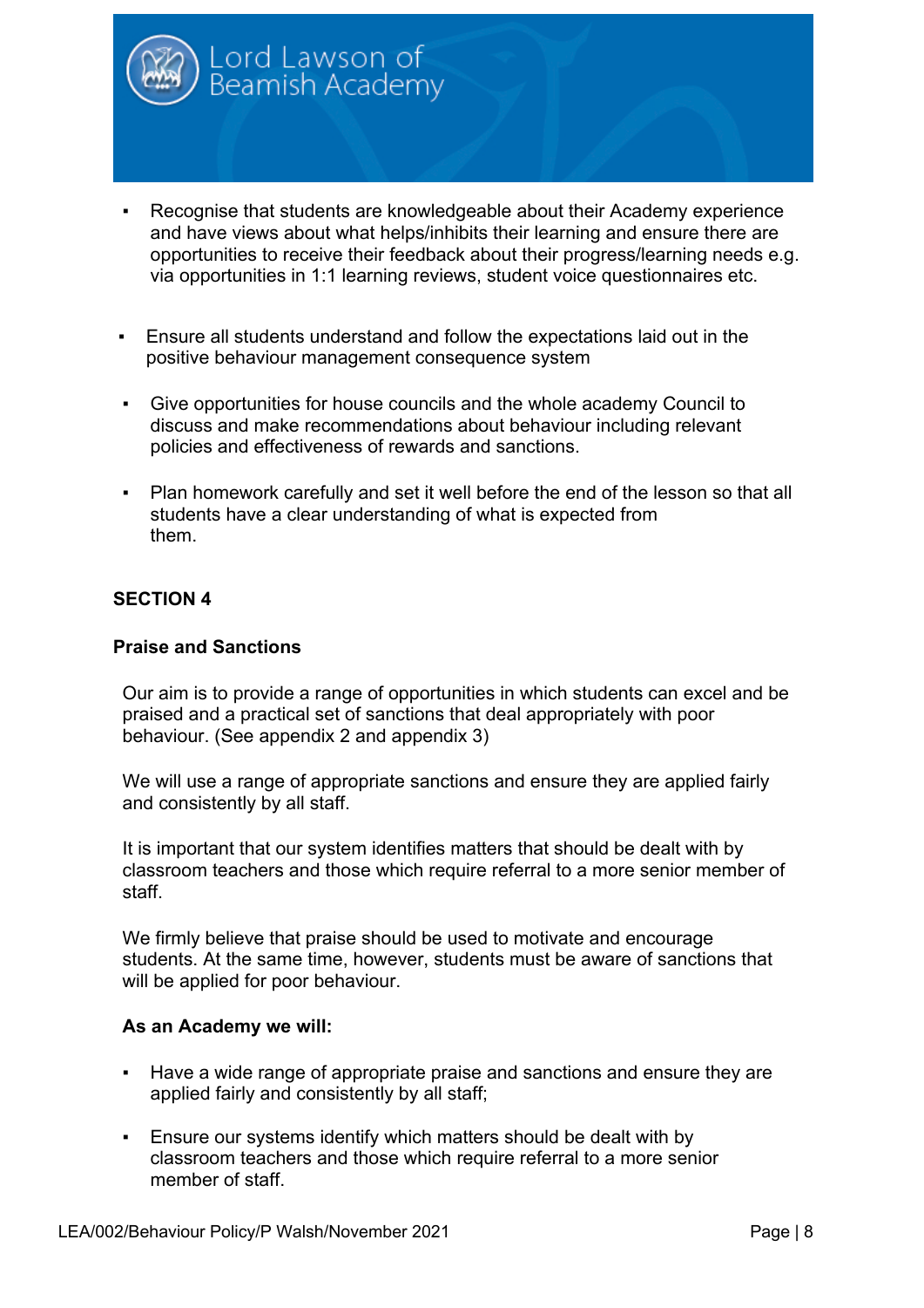- Recognise that students are knowledgeable about their Academy experience and have views about what helps/inhibits their learning and ensure there are opportunities to receive their feedback about their progress/learning needs e.g. via opportunities in 1:1 learning reviews, student voice questionnaires etc.

- Ensure all students understand and follow the expectations laid out in the positive behaviour management consequence system

- Give opportunities for house councils and the whole academy Council to discuss and make recommendations about behaviour including relevant policies and effectiveness of rewards and sanctions.

- Plan homework carefully and set it well before the end of the lesson so that all students have a clear understanding of what is expected from them.

## SECTION 4

### Praise and Sanctions

Our aim is to provide a range of opportunities in which students can excel and be praised and a practical set of sanctions that deal appropriately with poor behaviour. (See appendix 2 and appendix 3)

We will use a range of appropriate sanctions and ensure they are applied fairly and consistently by all staff.

It is important that our system identifies matters that should be dealt with by classroom teachers and those which require referral to a more senior member of staff.

We firmly believe that praise should be used to motivate and encourage students. At the same time, however, students must be aware of sanctions that will be applied for poor behaviour.

**As an Academy we will:**

- Have a wide range of appropriate praise and sanctions and ensure they are applied fairly and consistently by all staff;

- Ensure our systems identify which matters should be dealt with by classroom teachers and those which require referral to a more senior member of staff.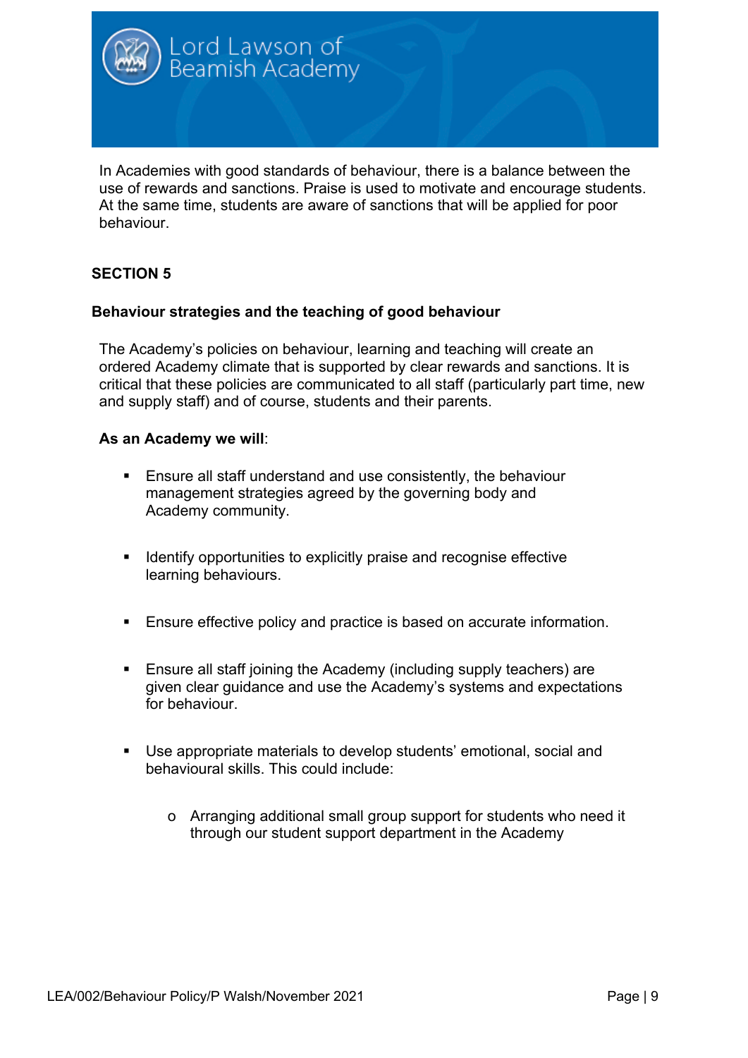In Academies with good standards of behaviour, there is a balance between the use of rewards and sanctions. Praise is used to motivate and encourage students. At the same time, students are aware of sanctions that will be applied for poor behaviour.

## SECTION 5

### Behaviour strategies and the teaching of good behaviour

The Academy's policies on behaviour, learning and teaching will create an ordered Academy climate that is supported by clear rewards and sanctions. It is critical that these policies are communicated to all staff (particularly part time, new and supply staff) and of course, students and their parents.

**As an Academy we will**:

- Ensure all staff understand and use consistently, the behaviour management strategies agreed by the governing body and Academy community.
- Identify opportunities to explicitly praise and recognise effective learning behaviours.
- Ensure effective policy and practice is based on accurate information.
- Ensure all staff joining the Academy (including supply teachers) are given clear guidance and use the Academy's systems and expectations for behaviour.
- Use appropriate materials to develop students' emotional, social and behavioural skills. This could include:
    - Arranging additional small group support for students who need it through our student support department in the Academy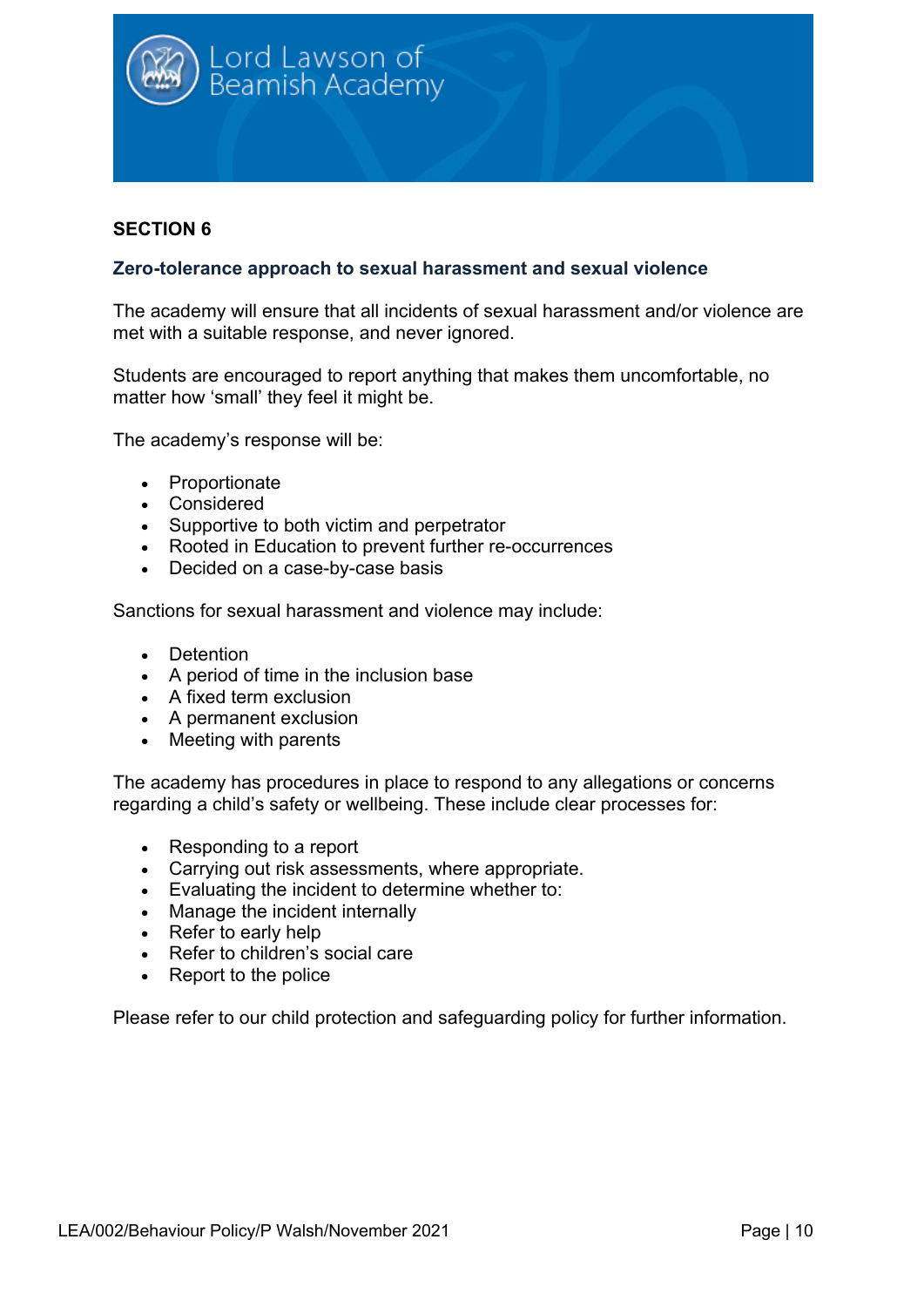## SECTION 6

### Zero-tolerance approach to sexual harassment and sexual violence

The academy will ensure that all incidents of sexual harassment and/or violence are met with a suitable response, and never ignored.

Students are encouraged to report anything that makes them uncomfortable, no matter how 'small' they feel it might be.

The academy's response will be:

- Proportionate
- Considered
- Supportive to both victim and perpetrator
- Rooted in Education to prevent further re-occurrences
- Decided on a case-by-case basis

Sanctions for sexual harassment and violence may include:

- Detention
- A period of time in the inclusion base
- A fixed term exclusion
- A permanent exclusion
- Meeting with parents

The academy has procedures in place to respond to any allegations or concerns regarding a child's safety or wellbeing. These include clear processes for:

- Responding to a report
- Carrying out risk assessments, where appropriate.
- Evaluating the incident to determine whether to:
- Manage the incident internally
- Refer to early help
- Refer to children's social care
- Report to the police

Please refer to our child protection and safeguarding policy for further information.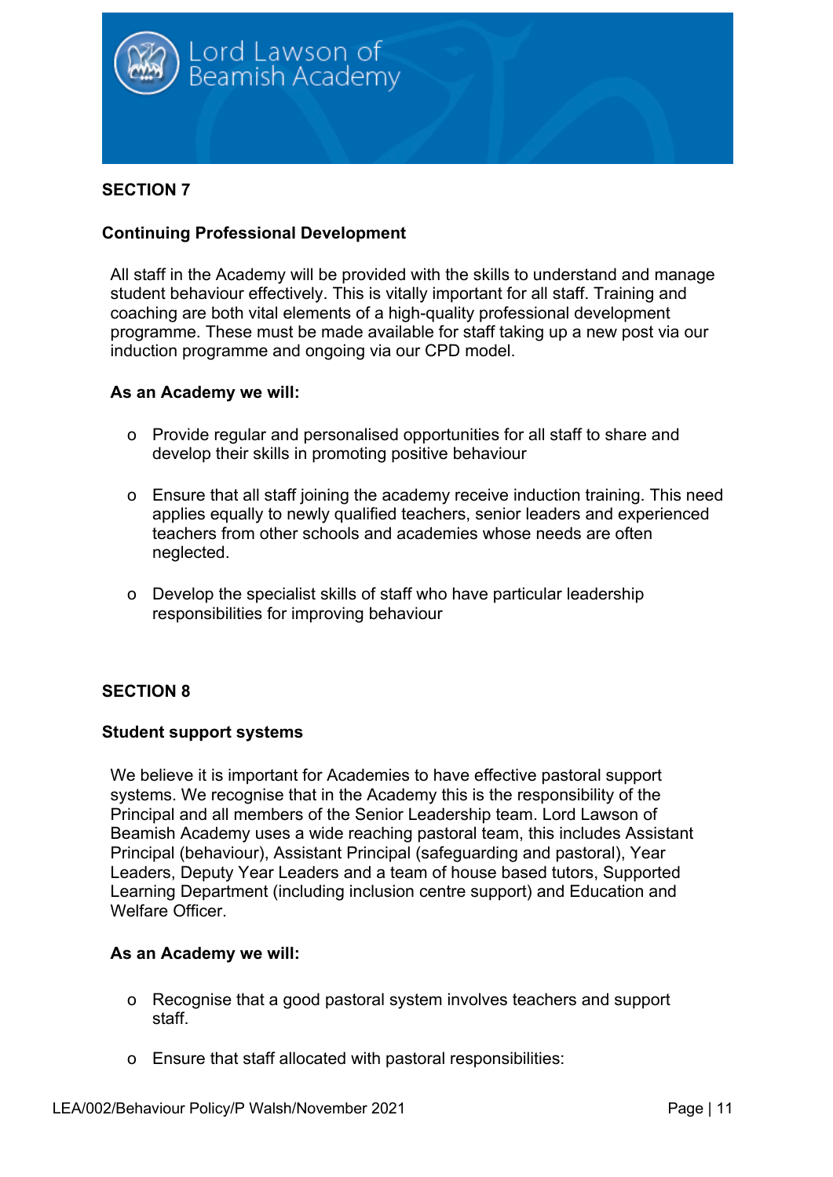## SECTION 7

### Continuing Professional Development

All staff in the Academy will be provided with the skills to understand and manage student behaviour effectively. This is vitally important for all staff. Training and coaching are both vital elements of a high-quality professional development programme. These must be made available for staff taking up a new post via our induction programme and ongoing via our CPD model.

**As an Academy we will:**

- Provide regular and personalised opportunities for all staff to share and develop their skills in promoting positive behaviour
- Ensure that all staff joining the academy receive induction training. This need applies equally to newly qualified teachers, senior leaders and experienced teachers from other schools and academies whose needs are often neglected.
- Develop the specialist skills of staff who have particular leadership responsibilities for improving behaviour

## SECTION 8

### Student support systems

We believe it is important for Academies to have effective pastoral support systems. We recognise that in the Academy this is the responsibility of the Principal and all members of the Senior Leadership team. Lord Lawson of Beamish Academy uses a wide reaching pastoral team, this includes Assistant Principal (behaviour), Assistant Principal (safeguarding and pastoral), Year Leaders, Deputy Year Leaders and a team of house based tutors, Supported Learning Department (including inclusion centre support) and Education and Welfare Officer.

**As an Academy we will:**

- Recognise that a good pastoral system involves teachers and support staff.
- Ensure that staff allocated with pastoral responsibilities: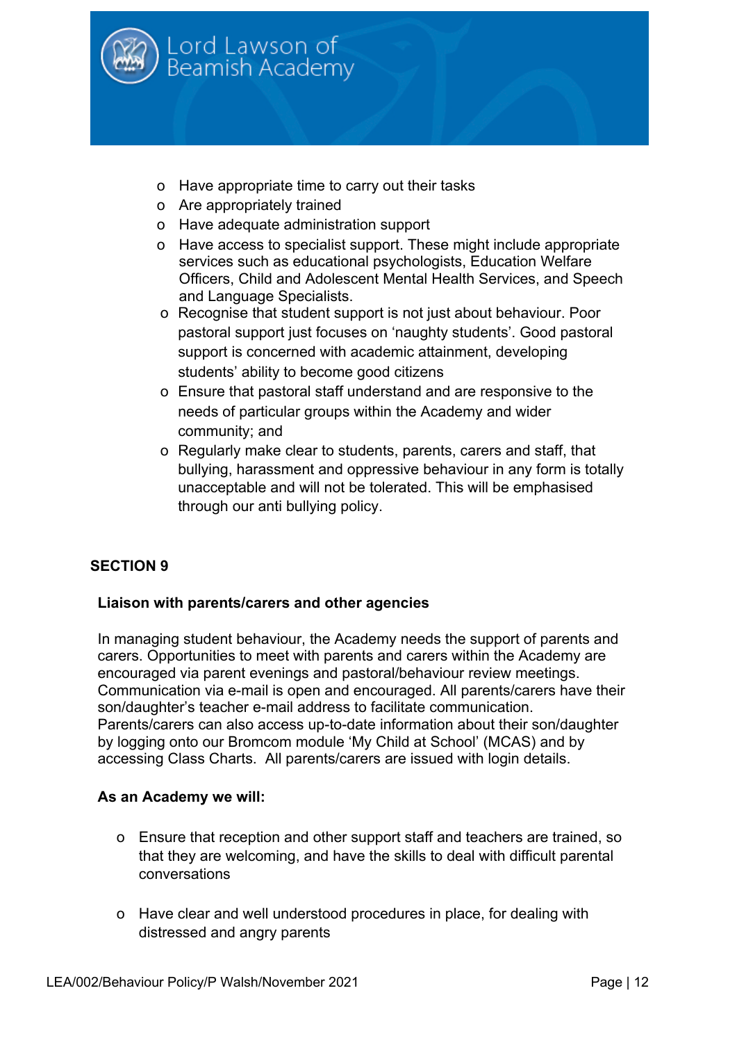- Have appropriate time to carry out their tasks
- Are appropriately trained
- Have adequate administration support
- Have access to specialist support. These might include appropriate services such as educational psychologists, Education Welfare Officers, Child and Adolescent Mental Health Services, and Speech and Language Specialists.
- Recognise that student support is not just about behaviour. Poor pastoral support just focuses on 'naughty students'. Good pastoral support is concerned with academic attainment, developing students' ability to become good citizens
- Ensure that pastoral staff understand and are responsive to the needs of particular groups within the Academy and wider community; and
- Regularly make clear to students, parents, carers and staff, that bullying, harassment and oppressive behaviour in any form is totally unacceptable and will not be tolerated. This will be emphasised through our anti bullying policy.

## SECTION 9

### Liaison with parents/carers and other agencies

In managing student behaviour, the Academy needs the support of parents and carers. Opportunities to meet with parents and carers within the Academy are encouraged via parent evenings and pastoral/behaviour review meetings. Communication via e-mail is open and encouraged. All parents/carers have their son/daughter's teacher e-mail address to facilitate communication. Parents/carers can also access up-to-date information about their son/daughter by logging onto our Bromcom module 'My Child at School' (MCAS) and by accessing Class Charts. All parents/carers are issued with login details.

**As an Academy we will:**

- Ensure that reception and other support staff and teachers are trained, so that they are welcoming, and have the skills to deal with difficult parental conversations
- Have clear and well understood procedures in place, for dealing with distressed and angry parents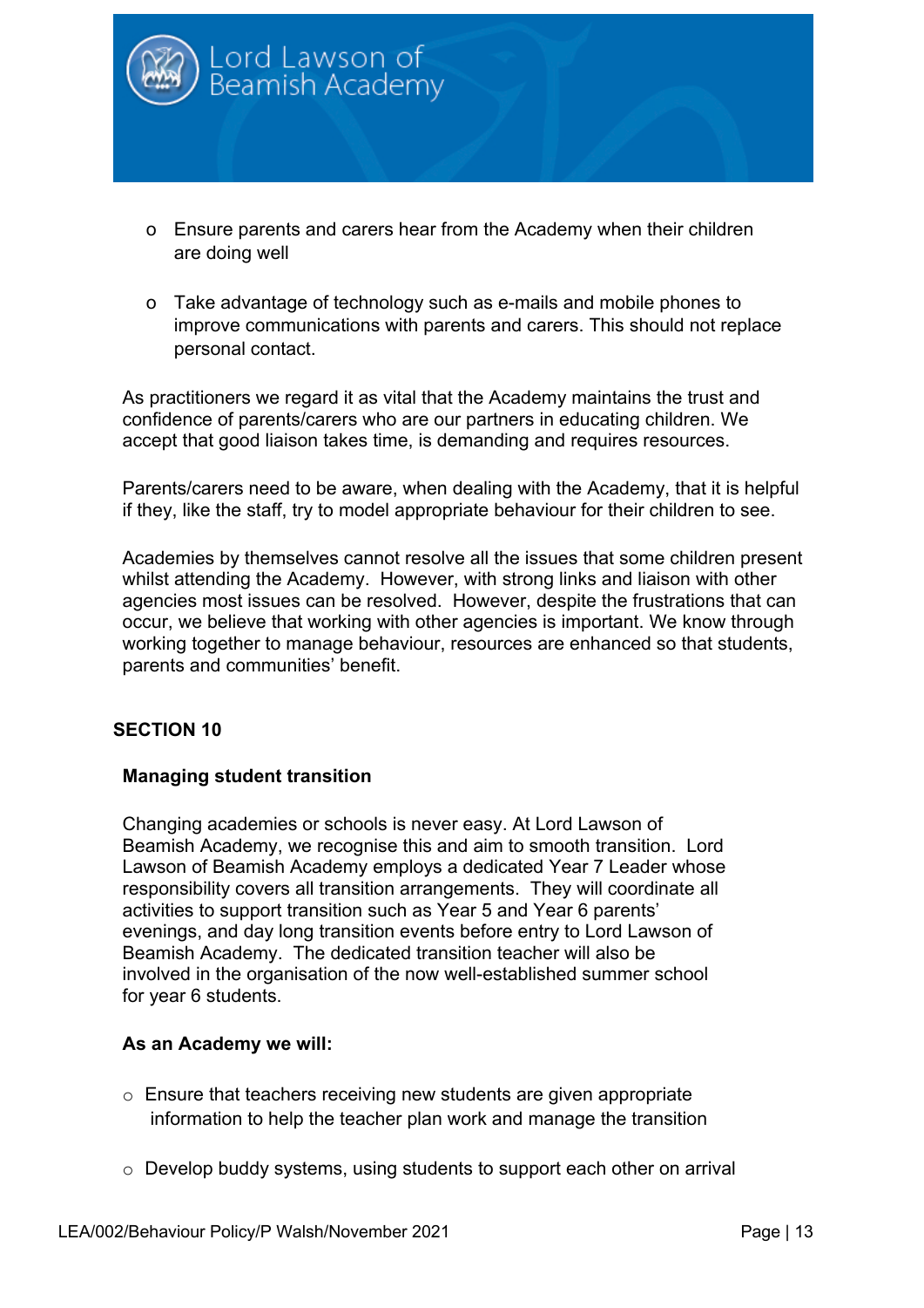- Ensure parents and carers hear from the Academy when their children are doing well

- Take advantage of technology such as e-mails and mobile phones to improve communications with parents and carers. This should not replace personal contact.

As practitioners we regard it as vital that the Academy maintains the trust and confidence of parents/carers who are our partners in educating children. We accept that good liaison takes time, is demanding and requires resources.

Parents/carers need to be aware, when dealing with the Academy, that it is helpful if they, like the staff, try to model appropriate behaviour for their children to see.

Academies by themselves cannot resolve all the issues that some children present whilst attending the Academy. However, with strong links and liaison with other agencies most issues can be resolved. However, despite the frustrations that can occur, we believe that working with other agencies is important. We know through working together to manage behaviour, resources are enhanced so that students, parents and communities' benefit.

## SECTION 10

### Managing student transition

Changing academies or schools is never easy. At Lord Lawson of Beamish Academy, we recognise this and aim to smooth transition. Lord Lawson of Beamish Academy employs a dedicated Year 7 Leader whose responsibility covers all transition arrangements. They will coordinate all activities to support transition such as Year 5 and Year 6 parents' evenings, and day long transition events before entry to Lord Lawson of Beamish Academy. The dedicated transition teacher will also be involved in the organisation of the now well-established summer school for year 6 students.

**As an Academy we will:**

- Ensure that teachers receiving new students are given appropriate information to help the teacher plan work and manage the transition

- Develop buddy systems, using students to support each other on arrival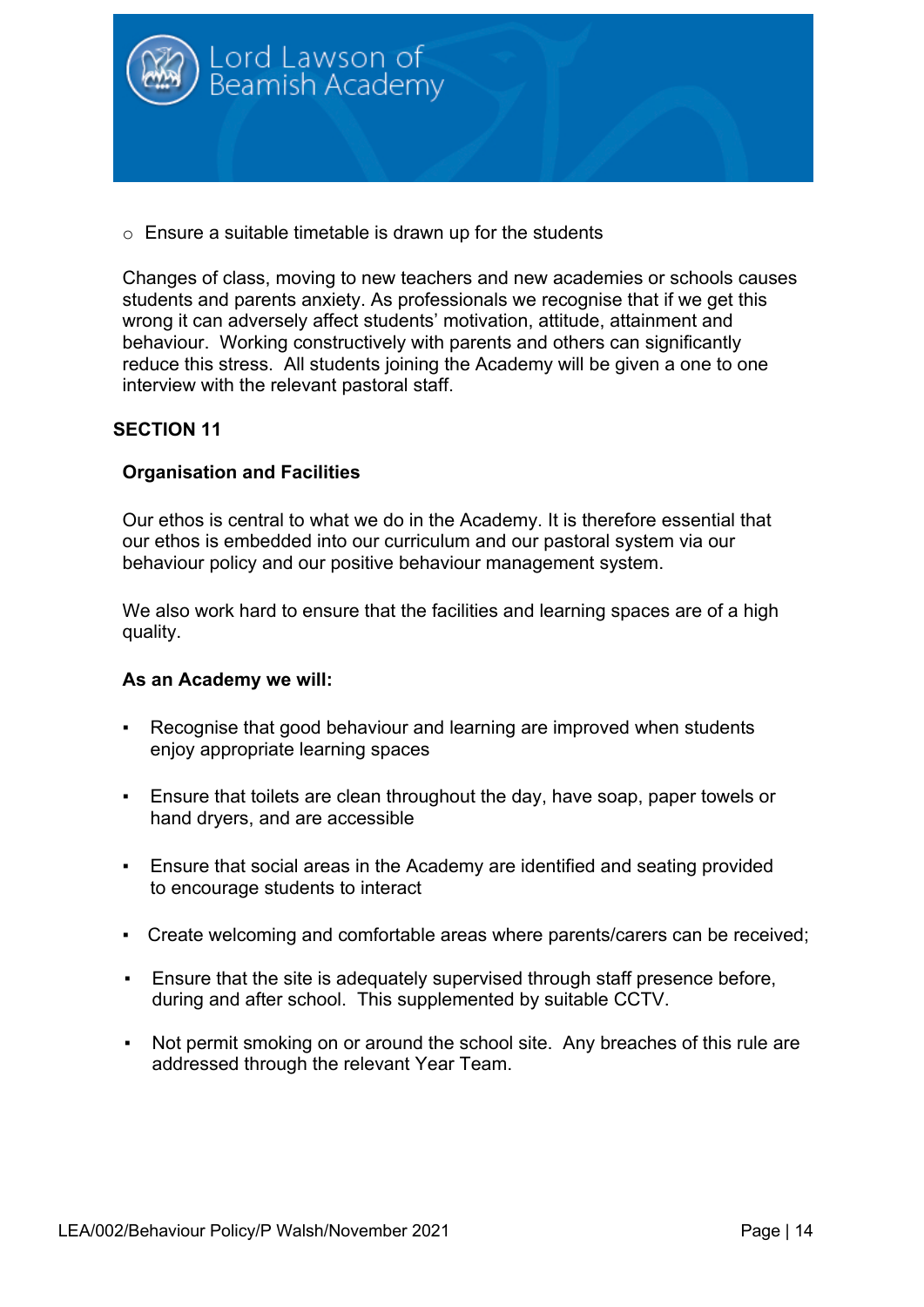- Ensure a suitable timetable is drawn up for the students

Changes of class, moving to new teachers and new academies or schools causes students and parents anxiety. As professionals we recognise that if we get this wrong it can adversely affect students' motivation, attitude, attainment and behaviour. Working constructively with parents and others can significantly reduce this stress. All students joining the Academy will be given a one to one interview with the relevant pastoral staff.

## SECTION 11

### Organisation and Facilities

Our ethos is central to what we do in the Academy. It is therefore essential that our ethos is embedded into our curriculum and our pastoral system via our behaviour policy and our positive behaviour management system.

We also work hard to ensure that the facilities and learning spaces are of a high quality.

**As an Academy we will:**

- Recognise that good behaviour and learning are improved when students enjoy appropriate learning spaces
- Ensure that toilets are clean throughout the day, have soap, paper towels or hand dryers, and are accessible
- Ensure that social areas in the Academy are identified and seating provided to encourage students to interact
- Create welcoming and comfortable areas where parents/carers can be received;
- Ensure that the site is adequately supervised through staff presence before, during and after school. This supplemented by suitable CCTV.
- Not permit smoking on or around the school site. Any breaches of this rule are addressed through the relevant Year Team.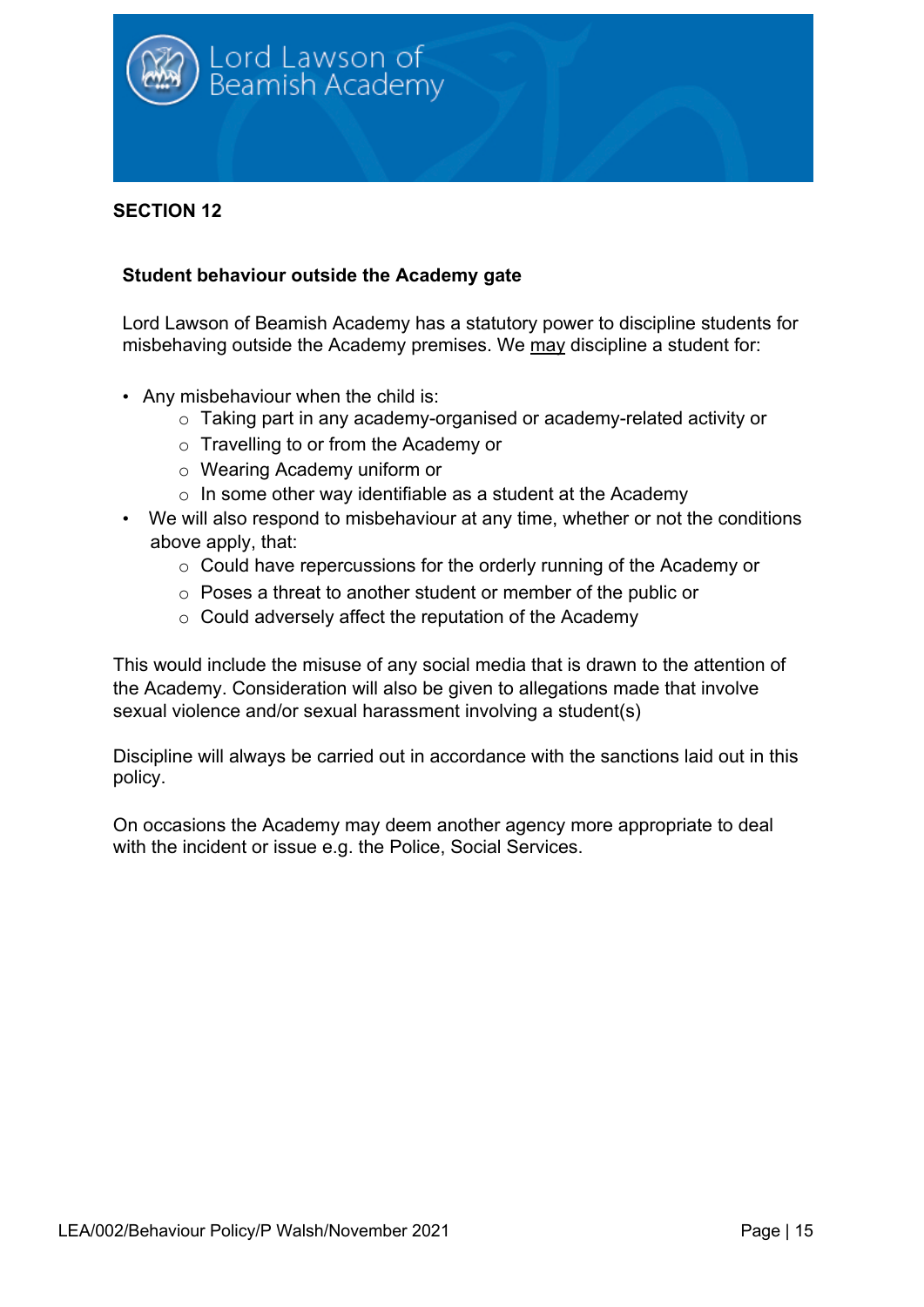## SECTION 12

### Student behaviour outside the Academy gate

Lord Lawson of Beamish Academy has a statutory power to discipline students for misbehaving outside the Academy premises. We <u>may</u> discipline a student for:

- Any misbehaviour when the child is:
  - Taking part in any academy-organised or academy-related activity or
  - Travelling to or from the Academy or
  - Wearing Academy uniform or
  - In some other way identifiable as a student at the Academy
- We will also respond to misbehaviour at any time, whether or not the conditions above apply, that:
  - Could have repercussions for the orderly running of the Academy or
  - Poses a threat to another student or member of the public or
  - Could adversely affect the reputation of the Academy

This would include the misuse of any social media that is drawn to the attention of the Academy. Consideration will also be given to allegations made that involve sexual violence and/or sexual harassment involving a student(s)

Discipline will always be carried out in accordance with the sanctions laid out in this policy.

On occasions the Academy may deem another agency more appropriate to deal with the incident or issue e.g. the Police, Social Services.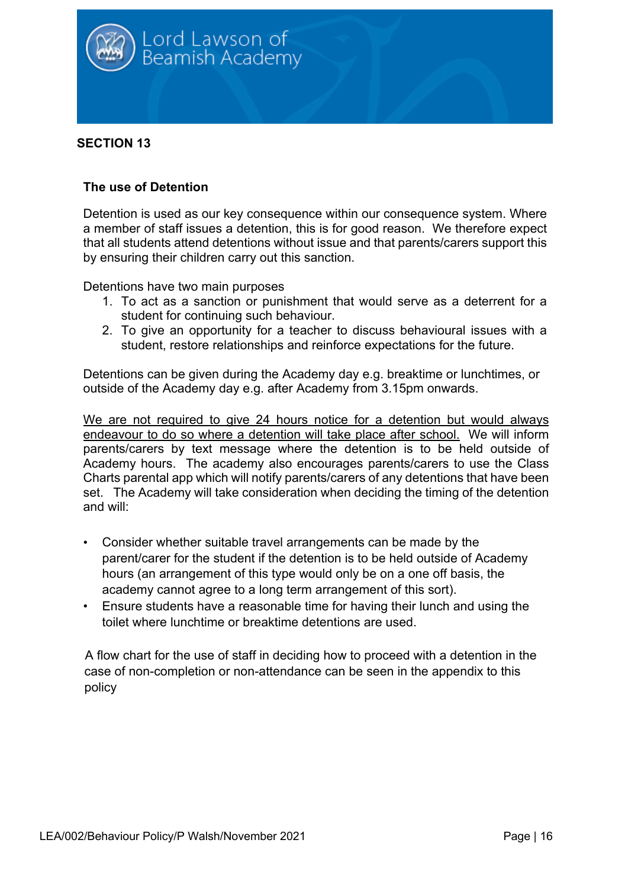## SECTION 13

### The use of Detention

Detention is used as our key consequence within our consequence system. Where a member of staff issues a detention, this is for good reason. We therefore expect that all students attend detentions without issue and that parents/carers support this by ensuring their children carry out this sanction.

Detentions have two main purposes

1. To act as a sanction or punishment that would serve as a deterrent for a student for continuing such behaviour.
2. To give an opportunity for a teacher to discuss behavioural issues with a student, restore relationships and reinforce expectations for the future.

Detentions can be given during the Academy day e.g. breaktime or lunchtimes, or outside of the Academy day e.g. after Academy from 3.15pm onwards.

<u>We are not required to give 24 hours notice for a detention but would always endeavour to do so where a detention will take place after school.</u> We will inform parents/carers by text message where the detention is to be held outside of Academy hours. The academy also encourages parents/carers to use the Class Charts parental app which will notify parents/carers of any detentions that have been set. The Academy will take consideration when deciding the timing of the detention and will:

- Consider whether suitable travel arrangements can be made by the parent/carer for the student if the detention is to be held outside of Academy hours (an arrangement of this type would only be on a one off basis, the academy cannot agree to a long term arrangement of this sort).
- Ensure students have a reasonable time for having their lunch and using the toilet where lunchtime or breaktime detentions are used.

A flow chart for the use of staff in deciding how to proceed with a detention in the case of non-completion or non-attendance can be seen in the appendix to this policy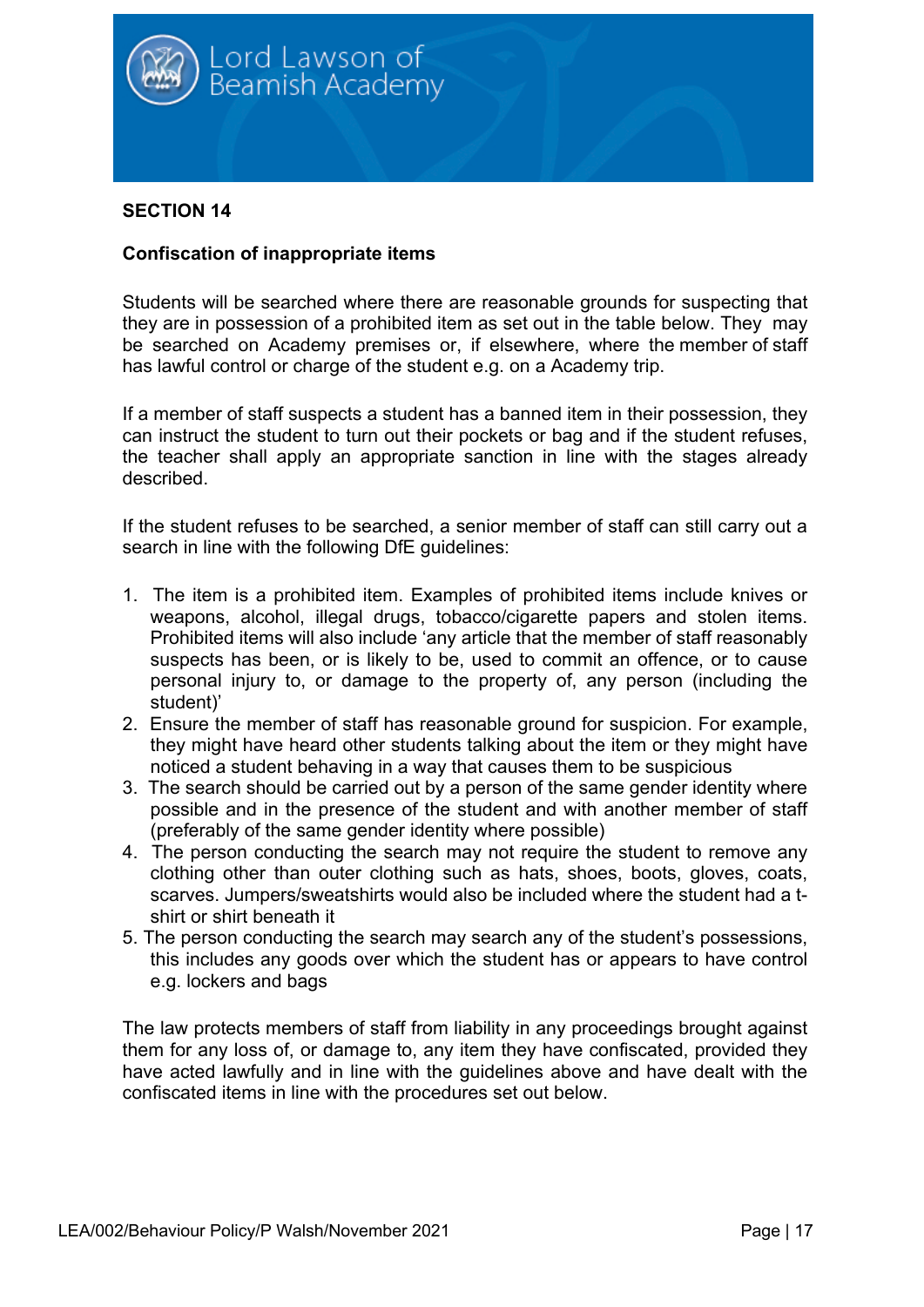## SECTION 14

**Confiscation of inappropriate items**

Students will be searched where there are reasonable grounds for suspecting that they are in possession of a prohibited item as set out in the table below. They may be searched on Academy premises or, if elsewhere, where the member of staff has lawful control or charge of the student e.g. on a Academy trip.

If a member of staff suspects a student has a banned item in their possession, they can instruct the student to turn out their pockets or bag and if the student refuses, the teacher shall apply an appropriate sanction in line with the stages already described.

If the student refuses to be searched, a senior member of staff can still carry out a search in line with the following DfE guidelines:

1. The item is a prohibited item. Examples of prohibited items include knives or weapons, alcohol, illegal drugs, tobacco/cigarette papers and stolen items. Prohibited items will also include 'any article that the member of staff reasonably suspects has been, or is likely to be, used to commit an offence, or to cause personal injury to, or damage to the property of, any person (including the student)'
2. Ensure the member of staff has reasonable ground for suspicion. For example, they might have heard other students talking about the item or they might have noticed a student behaving in a way that causes them to be suspicious
3. The search should be carried out by a person of the same gender identity where possible and in the presence of the student and with another member of staff (preferably of the same gender identity where possible)
4. The person conducting the search may not require the student to remove any clothing other than outer clothing such as hats, shoes, boots, gloves, coats, scarves. Jumpers/sweatshirts would also be included where the student had a t-shirt or shirt beneath it
5. The person conducting the search may search any of the student's possessions, this includes any goods over which the student has or appears to have control e.g. lockers and bags

The law protects members of staff from liability in any proceedings brought against them for any loss of, or damage to, any item they have confiscated, provided they have acted lawfully and in line with the guidelines above and have dealt with the confiscated items in line with the procedures set out below.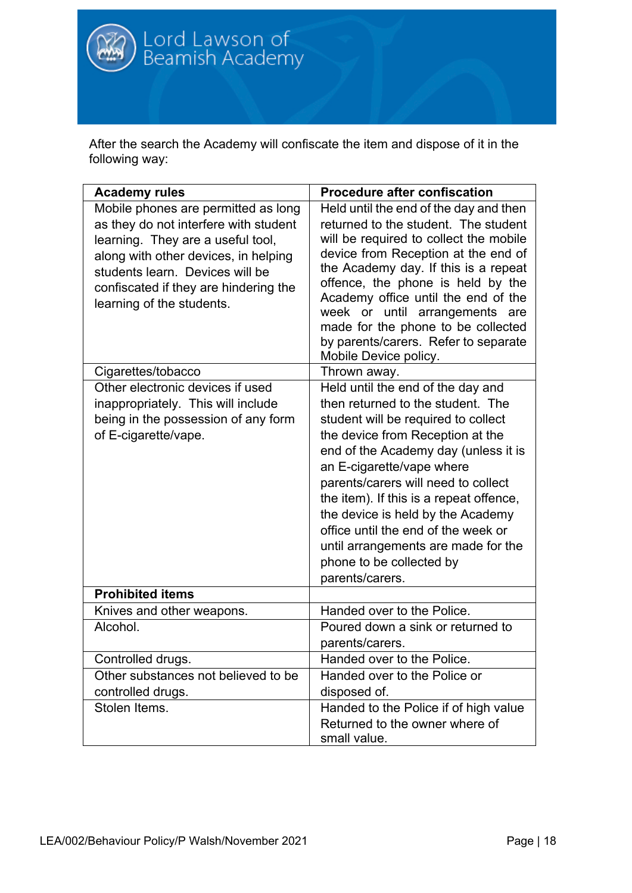After the search the Academy will confiscate the item and dispose of it in the following way:

| **Academy rules** | **Procedure after confiscation** |
|---|---|
| Mobile phones are permitted as long as they do not interfere with student learning. They are a useful tool, along with other devices, in helping students learn. Devices will be confiscated if they are hindering the learning of the students. | Held until the end of the day and then returned to the student. The student will be required to collect the mobile device from Reception at the end of the Academy day. If this is a repeat offence, the phone is held by the Academy office until the end of the week or until arrangements are made for the phone to be collected by parents/carers. Refer to separate Mobile Device policy. |
| Cigarettes/tobacco | Thrown away. |
| Other electronic devices if used inappropriately. This will include being in the possession of any form of E-cigarette/vape. | Held until the end of the day and then returned to the student. The student will be required to collect the device from Reception at the end of the Academy day (unless it is an E-cigarette/vape where parents/carers will need to collect the item). If this is a repeat offence, the device is held by the Academy office until the end of the week or until arrangements are made for the phone to be collected by parents/carers. |
| **Prohibited items** | |
| Knives and other weapons. | Handed over to the Police. |
| Alcohol. | Poured down a sink or returned to parents/carers. |
| Controlled drugs. | Handed over to the Police. |
| Other substances not believed to be controlled drugs. | Handed over to the Police or disposed of. |
| Stolen Items. | Handed to the Police if of high value Returned to the owner where of small value. |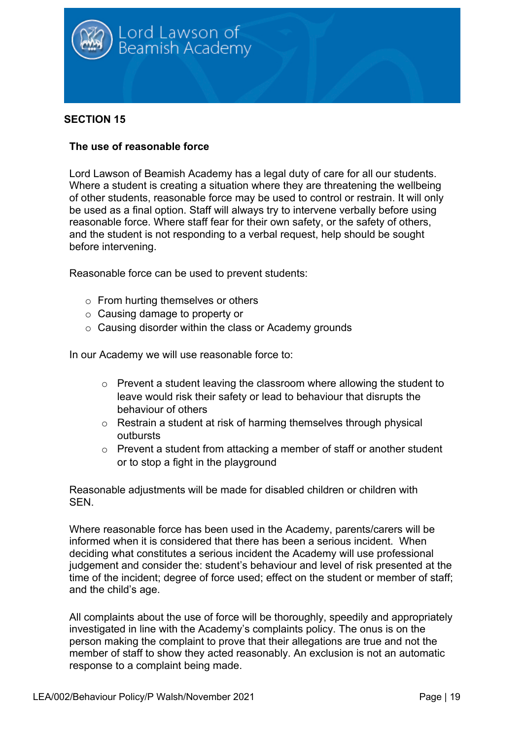## SECTION 15

### The use of reasonable force

Lord Lawson of Beamish Academy has a legal duty of care for all our students. Where a student is creating a situation where they are threatening the wellbeing of other students, reasonable force may be used to control or restrain. It will only be used as a final option. Staff will always try to intervene verbally before using reasonable force. Where staff fear for their own safety, or the safety of others, and the student is not responding to a verbal request, help should be sought before intervening.

Reasonable force can be used to prevent students:

- From hurting themselves or others
- Causing damage to property or
- Causing disorder within the class or Academy grounds

In our Academy we will use reasonable force to:

- Prevent a student leaving the classroom where allowing the student to leave would risk their safety or lead to behaviour that disrupts the behaviour of others
- Restrain a student at risk of harming themselves through physical outbursts
- Prevent a student from attacking a member of staff or another student or to stop a fight in the playground

Reasonable adjustments will be made for disabled children or children with SEN.

Where reasonable force has been used in the Academy, parents/carers will be informed when it is considered that there has been a serious incident. When deciding what constitutes a serious incident the Academy will use professional judgement and consider the: student's behaviour and level of risk presented at the time of the incident; degree of force used; effect on the student or member of staff; and the child's age.

All complaints about the use of force will be thoroughly, speedily and appropriately investigated in line with the Academy's complaints policy. The onus is on the person making the complaint to prove that their allegations are true and not the member of staff to show they acted reasonably. An exclusion is not an automatic response to a complaint being made.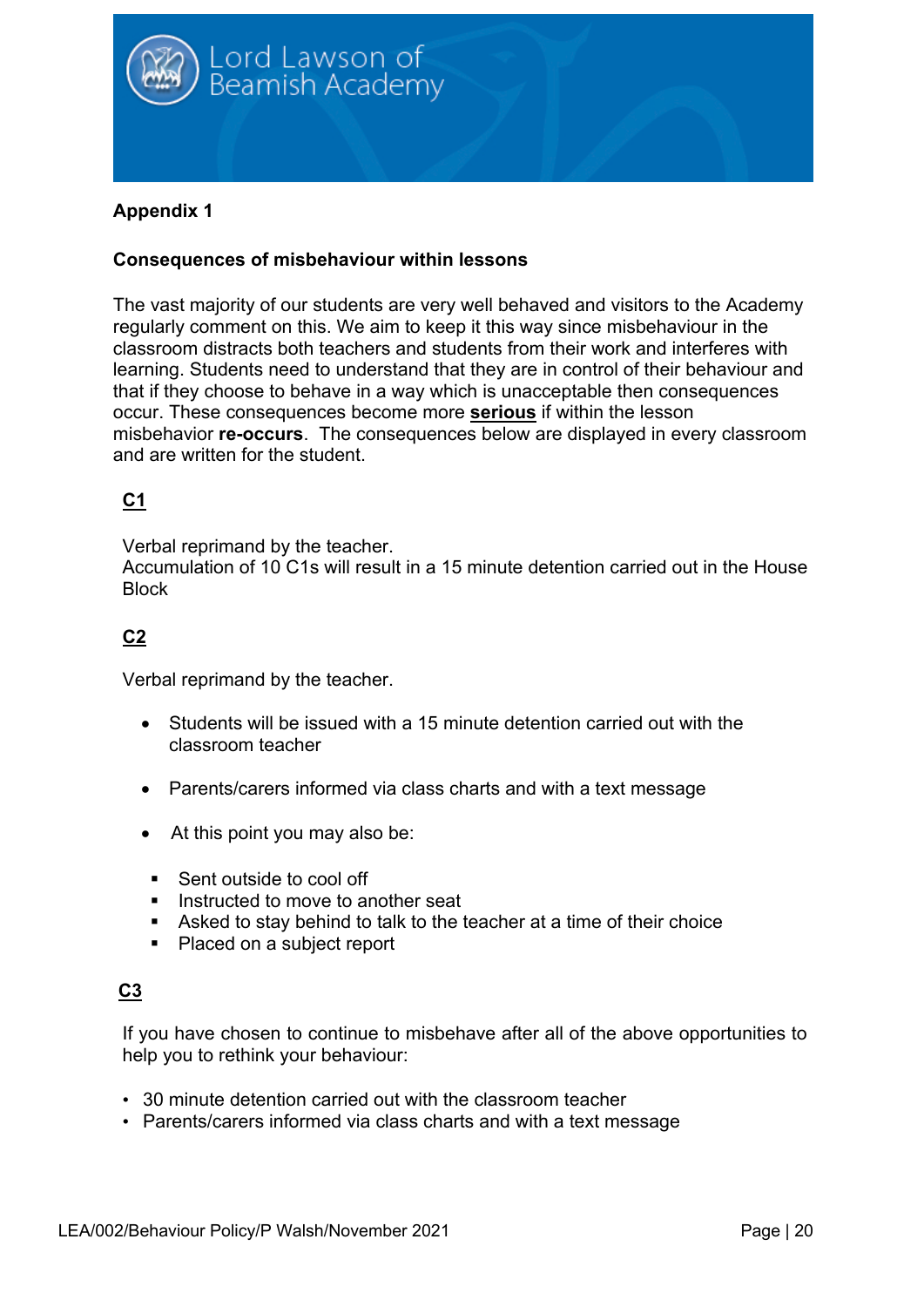**Appendix 1**

**Consequences of misbehaviour within lessons**

The vast majority of our students are very well behaved and visitors to the Academy regularly comment on this. We aim to keep it this way since misbehaviour in the classroom distracts both teachers and students from their work and interferes with learning. Students need to understand that they are in control of their behaviour and that if they choose to behave in a way which is unacceptable then consequences occur. These consequences become more **<u>serious</u>** if within the lesson misbehavior **re-occurs**. The consequences below are displayed in every classroom and are written for the student.

**<u>C1</u>**

Verbal reprimand by the teacher.
Accumulation of 10 C1s will result in a 15 minute detention carried out in the House Block

**<u>C2</u>**

Verbal reprimand by the teacher.

- Students will be issued with a 15 minute detention carried out with the classroom teacher
- Parents/carers informed via class charts and with a text message
- At this point you may also be:
  - Sent outside to cool off
  - Instructed to move to another seat
  - Asked to stay behind to talk to the teacher at a time of their choice
  - Placed on a subject report

**<u>C3</u>**

If you have chosen to continue to misbehave after all of the above opportunities to help you to rethink your behaviour:

- 30 minute detention carried out with the classroom teacher
- Parents/carers informed via class charts and with a text message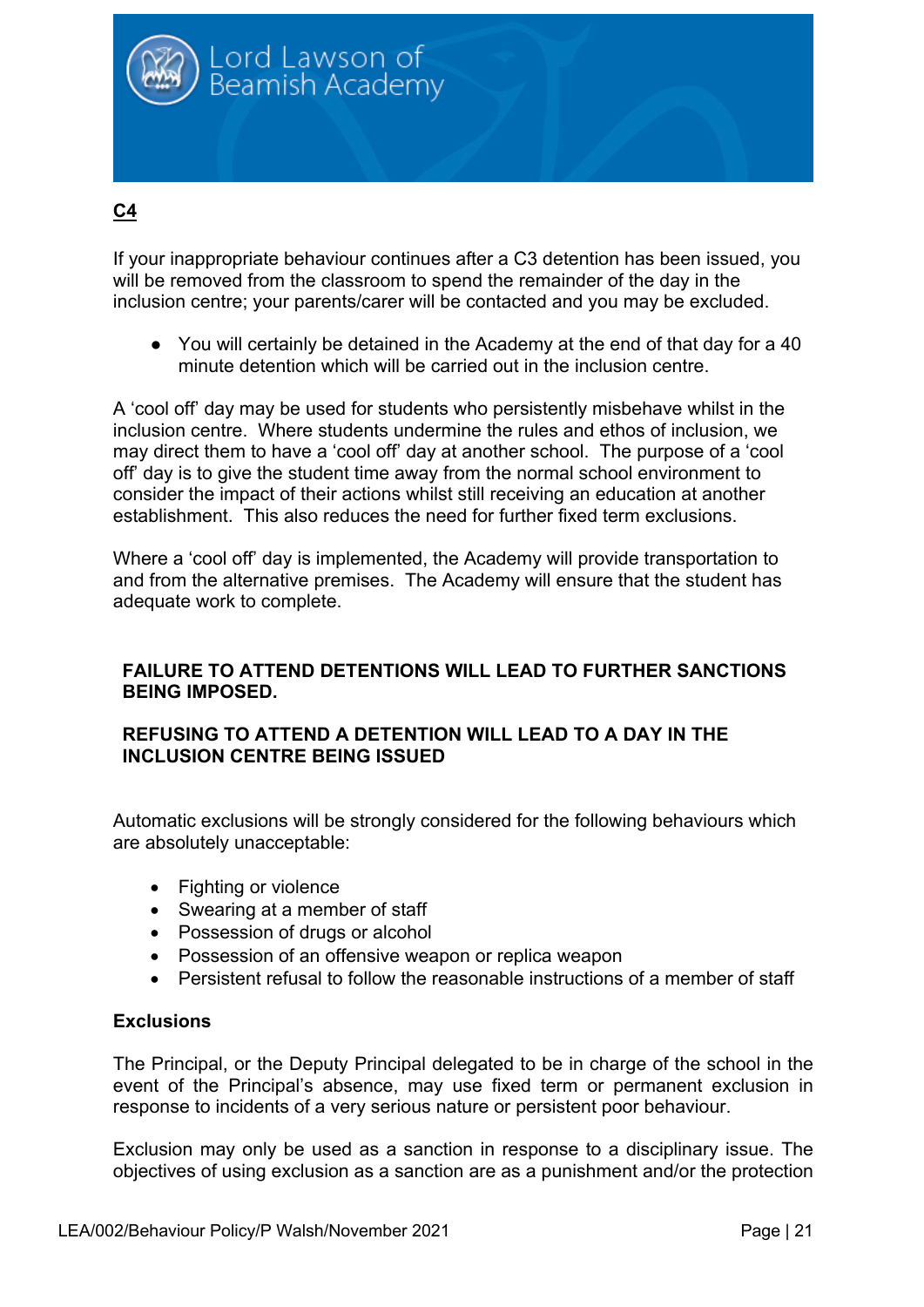**C4**

If your inappropriate behaviour continues after a C3 detention has been issued, you will be removed from the classroom to spend the remainder of the day in the inclusion centre; your parents/carer will be contacted and you may be excluded.

- You will certainly be detained in the Academy at the end of that day for a 40 minute detention which will be carried out in the inclusion centre.

A 'cool off' day may be used for students who persistently misbehave whilst in the inclusion centre. Where students undermine the rules and ethos of inclusion, we may direct them to have a 'cool off' day at another school. The purpose of a 'cool off' day is to give the student time away from the normal school environment to consider the impact of their actions whilst still receiving an education at another establishment. This also reduces the need for further fixed term exclusions.

Where a 'cool off' day is implemented, the Academy will provide transportation to and from the alternative premises. The Academy will ensure that the student has adequate work to complete.

**FAILURE TO ATTEND DETENTIONS WILL LEAD TO FURTHER SANCTIONS BEING IMPOSED.**

**REFUSING TO ATTEND A DETENTION WILL LEAD TO A DAY IN THE INCLUSION CENTRE BEING ISSUED**

Automatic exclusions will be strongly considered for the following behaviours which are absolutely unacceptable:

- Fighting or violence
- Swearing at a member of staff
- Possession of drugs or alcohol
- Possession of an offensive weapon or replica weapon
- Persistent refusal to follow the reasonable instructions of a member of staff

**Exclusions**

The Principal, or the Deputy Principal delegated to be in charge of the school in the event of the Principal's absence, may use fixed term or permanent exclusion in response to incidents of a very serious nature or persistent poor behaviour.

Exclusion may only be used as a sanction in response to a disciplinary issue. The objectives of using exclusion as a sanction are as a punishment and/or the protection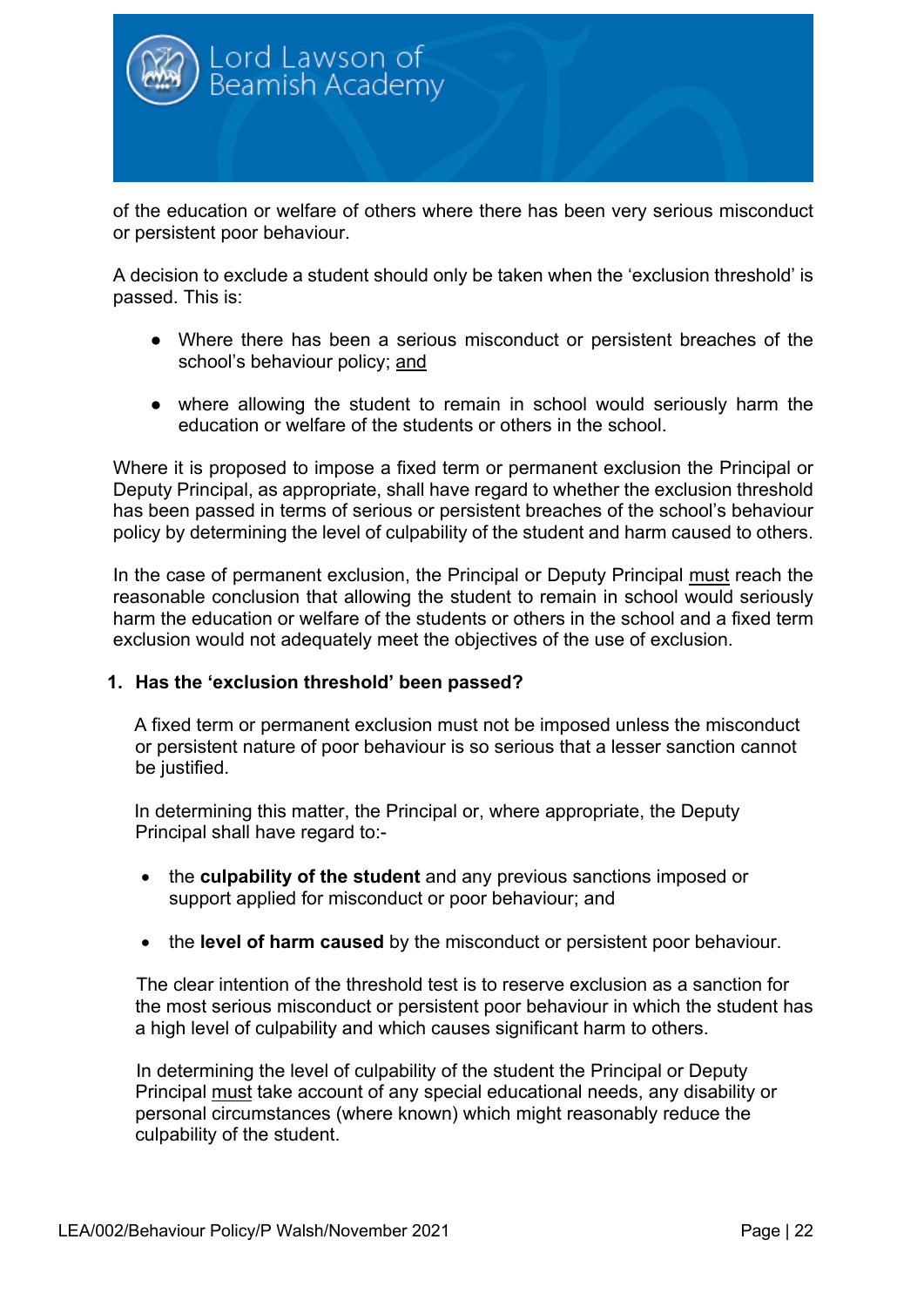of the education or welfare of others where there has been very serious misconduct or persistent poor behaviour.

A decision to exclude a student should only be taken when the 'exclusion threshold' is passed. This is:

- Where there has been a serious misconduct or persistent breaches of the school's behaviour policy; <u>and</u>
- where allowing the student to remain in school would seriously harm the education or welfare of the students or others in the school.

Where it is proposed to impose a fixed term or permanent exclusion the Principal or Deputy Principal, as appropriate, shall have regard to whether the exclusion threshold has been passed in terms of serious or persistent breaches of the school's behaviour policy by determining the level of culpability of the student and harm caused to others.

In the case of permanent exclusion, the Principal or Deputy Principal <u>must</u> reach the reasonable conclusion that allowing the student to remain in school would seriously harm the education or welfare of the students or others in the school and a fixed term exclusion would not adequately meet the objectives of the use of exclusion.

**1. Has the 'exclusion threshold' been passed?**

A fixed term or permanent exclusion must not be imposed unless the misconduct or persistent nature of poor behaviour is so serious that a lesser sanction cannot be justified.

In determining this matter, the Principal or, where appropriate, the Deputy Principal shall have regard to:-

- the **culpability of the student** and any previous sanctions imposed or support applied for misconduct or poor behaviour; and
- the **level of harm caused** by the misconduct or persistent poor behaviour.

The clear intention of the threshold test is to reserve exclusion as a sanction for the most serious misconduct or persistent poor behaviour in which the student has a high level of culpability and which causes significant harm to others.

In determining the level of culpability of the student the Principal or Deputy Principal <u>must</u> take account of any special educational needs, any disability or personal circumstances (where known) which might reasonably reduce the culpability of the student.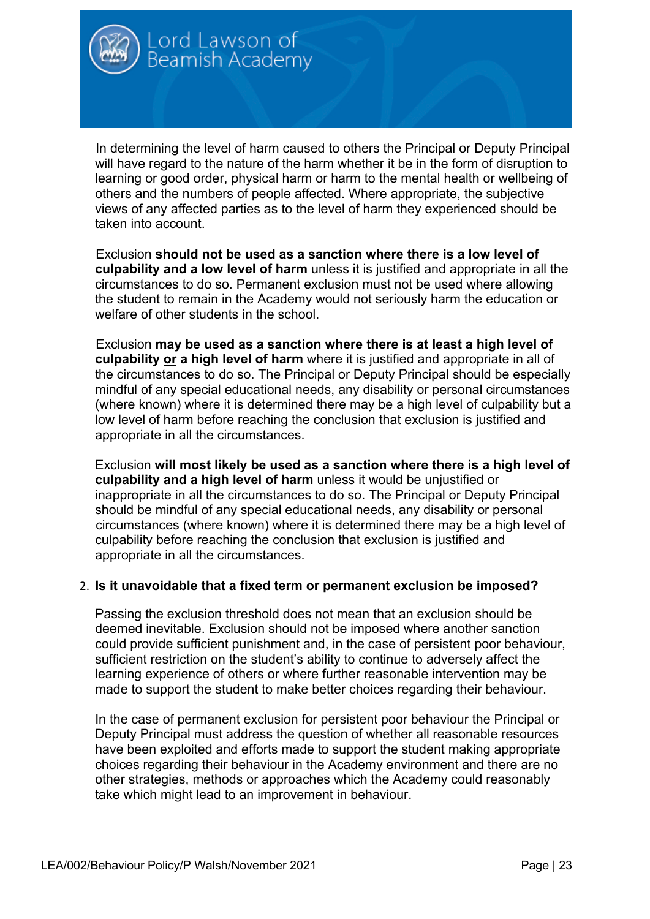In determining the level of harm caused to others the Principal or Deputy Principal will have regard to the nature of the harm whether it be in the form of disruption to learning or good order, physical harm or harm to the mental health or wellbeing of others and the numbers of people affected. Where appropriate, the subjective views of any affected parties as to the level of harm they experienced should be taken into account.

Exclusion **should not be used as a sanction where there is a low level of culpability and a low level of harm** unless it is justified and appropriate in all the circumstances to do so. Permanent exclusion must not be used where allowing the student to remain in the Academy would not seriously harm the education or welfare of other students in the school.

Exclusion **may be used as a sanction where there is at least a high level of culpability <u>or</u> a high level of harm** where it is justified and appropriate in all of the circumstances to do so. The Principal or Deputy Principal should be especially mindful of any special educational needs, any disability or personal circumstances (where known) where it is determined there may be a high level of culpability but a low level of harm before reaching the conclusion that exclusion is justified and appropriate in all the circumstances.

Exclusion **will most likely be used as a sanction where there is a high level of culpability and a high level of harm** unless it would be unjustified or inappropriate in all the circumstances to do so. The Principal or Deputy Principal should be mindful of any special educational needs, any disability or personal circumstances (where known) where it is determined there may be a high level of culpability before reaching the conclusion that exclusion is justified and appropriate in all the circumstances.

2. **Is it unavoidable that a fixed term or permanent exclusion be imposed?**

Passing the exclusion threshold does not mean that an exclusion should be deemed inevitable. Exclusion should not be imposed where another sanction could provide sufficient punishment and, in the case of persistent poor behaviour, sufficient restriction on the student's ability to continue to adversely affect the learning experience of others or where further reasonable intervention may be made to support the student to make better choices regarding their behaviour.

In the case of permanent exclusion for persistent poor behaviour the Principal or Deputy Principal must address the question of whether all reasonable resources have been exploited and efforts made to support the student making appropriate choices regarding their behaviour in the Academy environment and there are no other strategies, methods or approaches which the Academy could reasonably take which might lead to an improvement in behaviour.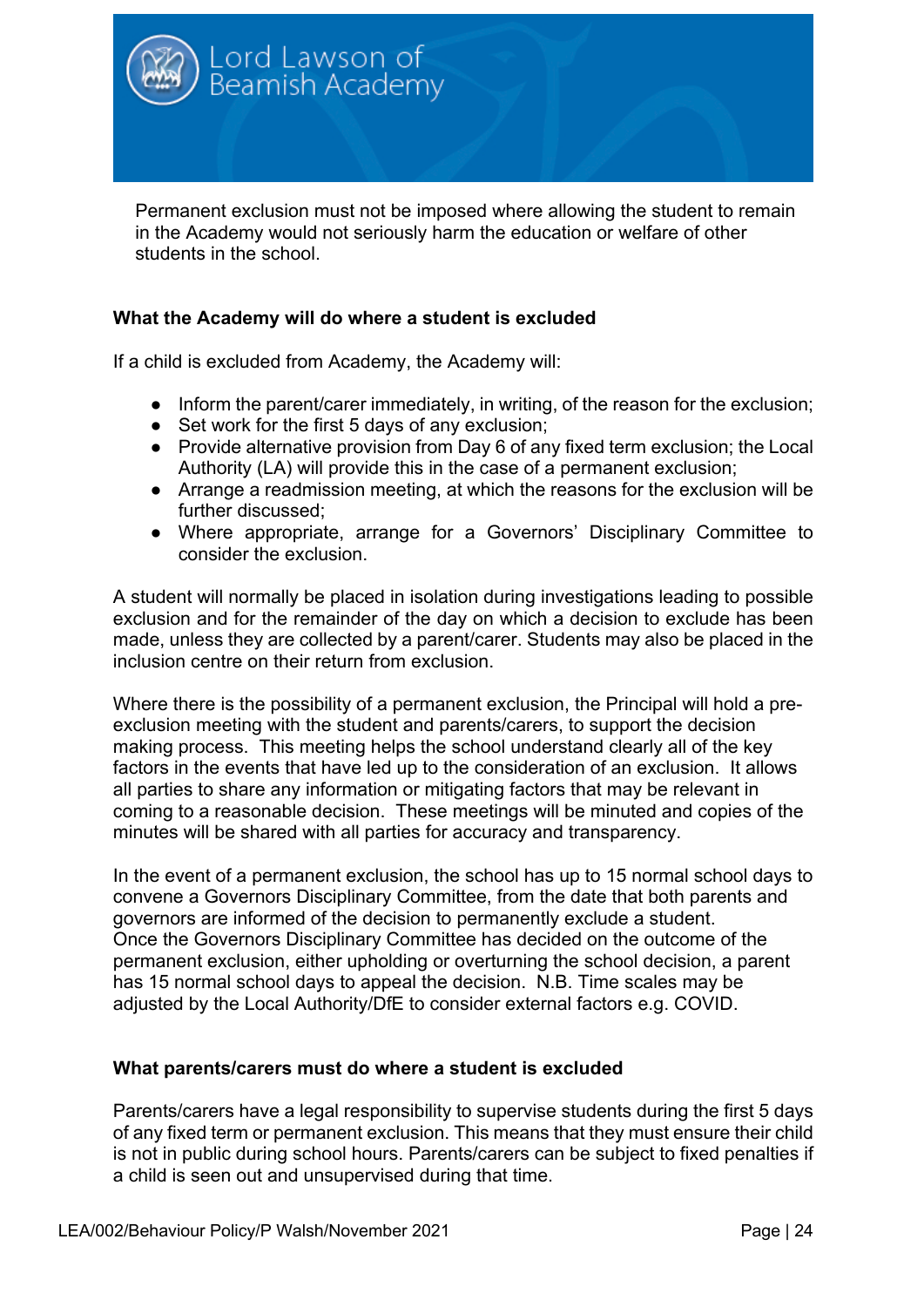Permanent exclusion must not be imposed where allowing the student to remain in the Academy would not seriously harm the education or welfare of other students in the school.

**What the Academy will do where a student is excluded**

If a child is excluded from Academy, the Academy will:

- Inform the parent/carer immediately, in writing, of the reason for the exclusion;
- Set work for the first 5 days of any exclusion;
- Provide alternative provision from Day 6 of any fixed term exclusion; the Local Authority (LA) will provide this in the case of a permanent exclusion;
- Arrange a readmission meeting, at which the reasons for the exclusion will be further discussed;
- Where appropriate, arrange for a Governors' Disciplinary Committee to consider the exclusion.

A student will normally be placed in isolation during investigations leading to possible exclusion and for the remainder of the day on which a decision to exclude has been made, unless they are collected by a parent/carer. Students may also be placed in the inclusion centre on their return from exclusion.

Where there is the possibility of a permanent exclusion, the Principal will hold a pre-exclusion meeting with the student and parents/carers, to support the decision making process. This meeting helps the school understand clearly all of the key factors in the events that have led up to the consideration of an exclusion. It allows all parties to share any information or mitigating factors that may be relevant in coming to a reasonable decision. These meetings will be minuted and copies of the minutes will be shared with all parties for accuracy and transparency.

In the event of a permanent exclusion, the school has up to 15 normal school days to convene a Governors Disciplinary Committee, from the date that both parents and governors are informed of the decision to permanently exclude a student. Once the Governors Disciplinary Committee has decided on the outcome of the permanent exclusion, either upholding or overturning the school decision, a parent has 15 normal school days to appeal the decision. N.B. Time scales may be adjusted by the Local Authority/DfE to consider external factors e.g. COVID.

**What parents/carers must do where a student is excluded**

Parents/carers have a legal responsibility to supervise students during the first 5 days of any fixed term or permanent exclusion. This means that they must ensure their child is not in public during school hours. Parents/carers can be subject to fixed penalties if a child is seen out and unsupervised during that time.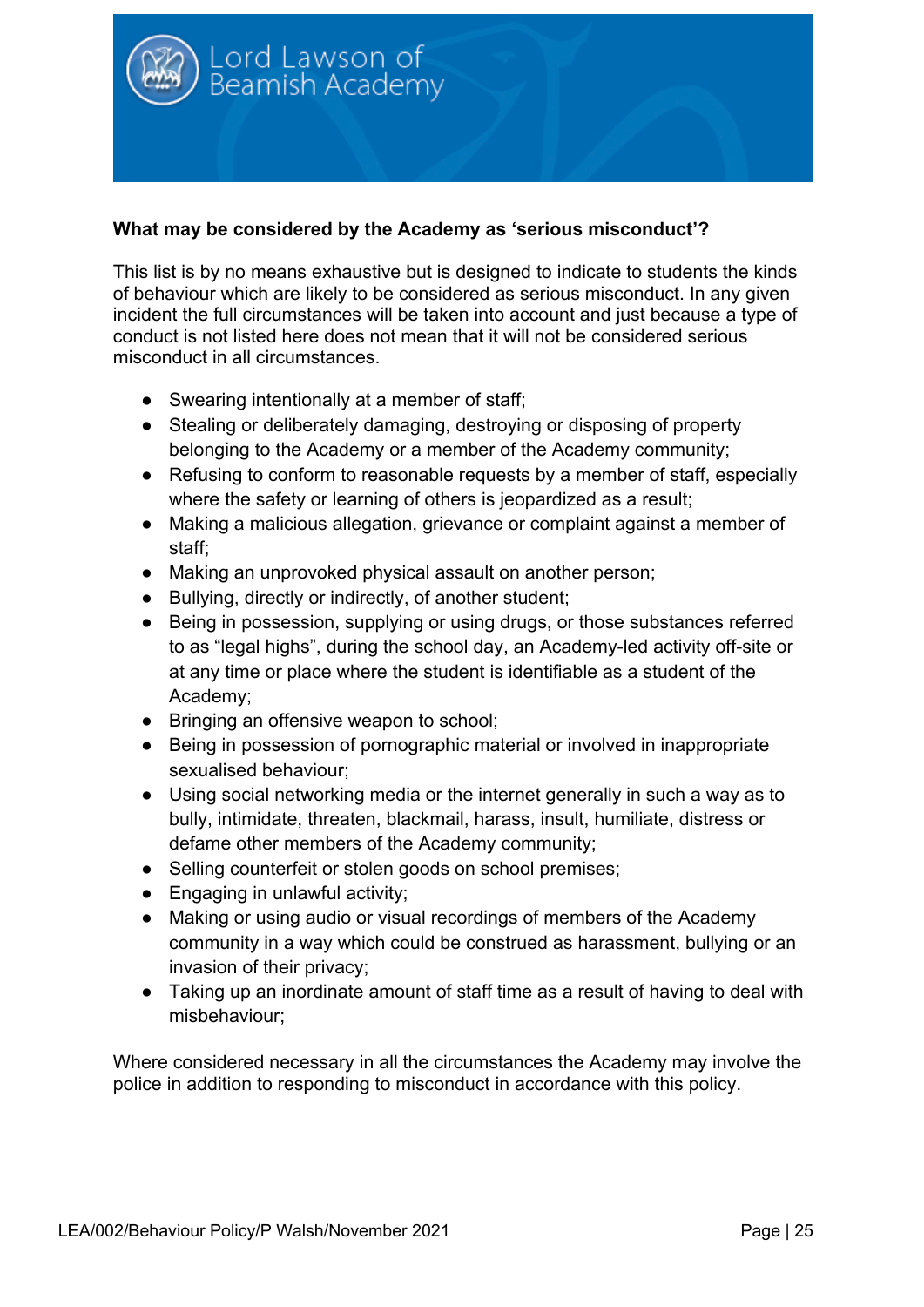**What may be considered by the Academy as 'serious misconduct'?**

This list is by no means exhaustive but is designed to indicate to students the kinds of behaviour which are likely to be considered as serious misconduct. In any given incident the full circumstances will be taken into account and just because a type of conduct is not listed here does not mean that it will not be considered serious misconduct in all circumstances.

- Swearing intentionally at a member of staff;
- Stealing or deliberately damaging, destroying or disposing of property belonging to the Academy or a member of the Academy community;
- Refusing to conform to reasonable requests by a member of staff, especially where the safety or learning of others is jeopardized as a result;
- Making a malicious allegation, grievance or complaint against a member of staff;
- Making an unprovoked physical assault on another person;
- Bullying, directly or indirectly, of another student;
- Being in possession, supplying or using drugs, or those substances referred to as "legal highs", during the school day, an Academy-led activity off-site or at any time or place where the student is identifiable as a student of the Academy;
- Bringing an offensive weapon to school;
- Being in possession of pornographic material or involved in inappropriate sexualised behaviour;
- Using social networking media or the internet generally in such a way as to bully, intimidate, threaten, blackmail, harass, insult, humiliate, distress or defame other members of the Academy community;
- Selling counterfeit or stolen goods on school premises;
- Engaging in unlawful activity;
- Making or using audio or visual recordings of members of the Academy community in a way which could be construed as harassment, bullying or an invasion of their privacy;
- Taking up an inordinate amount of staff time as a result of having to deal with misbehaviour;

Where considered necessary in all the circumstances the Academy may involve the police in addition to responding to misconduct in accordance with this policy.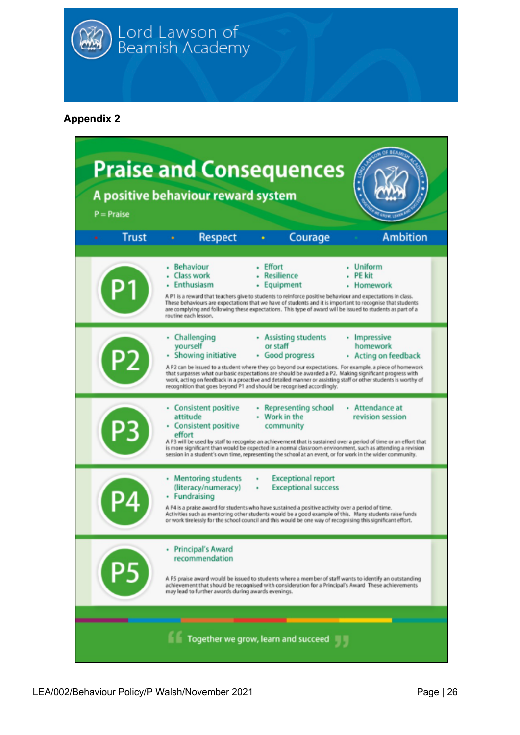**Appendix 2**

# Praise and Consequences

## A positive behaviour reward system

P = Praise

Trust • Respect • Courage • Ambition

## P1

- Behaviour
- Class work
- Enthusiasm
- Effort
- Resilience
- Equipment
- Uniform
- PE kit
- Homework

A P1 is a reward that teachers give to students to reinforce positive behaviour and expectations in class. These behaviours are expectations that we have of students and it is important to recognise that students are complying and following these expectations. This type of award will be issued to students as part of a routine each lesson.

## P2

- Challenging yourself
- Showing initiative
- Assisting students or staff
- Good progress
- Impressive homework
- Acting on feedback

A P2 can be issued to a student where they go beyond our expectations. For example, a piece of homework that surpasses what our basic expectations are should be awarded a P2. Making significant progress with work, acting on feedback in a proactive and detailed manner or assisting staff or other students is worthy of recognition that goes beyond P1 and should be recognised accordingly.

## P3

- Consistent positive attitude
- Consistent positive effort
- Representing school
- Work in the community
- Attendance at revision session

A P3 will be used by staff to recognise an achievement that is sustained over a period of time or an effort that is more significant than would be expected in a normal classroom environment, such as attending a revision session in a student's own time, representing the school at an event, or for work in the wider community.

## P4

- Mentoring students (literacy/numeracy)
- Fundraising
- Exceptional report
- Exceptional success

A P4 is a praise award for students who have sustained a positive activity over a period of time. Activities such as mentoring other students would be a good example of this. Many students raise funds or work tirelessly for the school council and this would be one way of recognising this significant effort.

## P5

- Principal's Award recommendation

A P5 praise award would be issued to students where a member of staff wants to identify an outstanding achievement that should be recognised with consideration for a Principal's Award These achievements may lead to further awards during awards evenings.

"Together we grow, learn and succeed"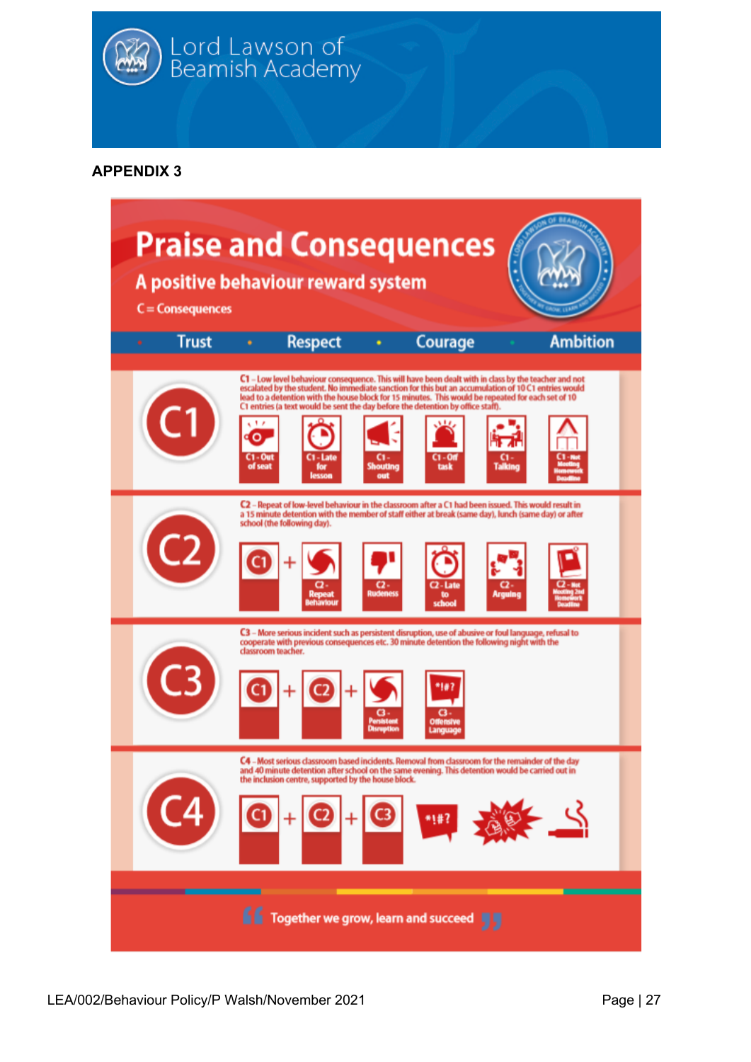# APPENDIX 3

## Praise and Consequences

### A positive behaviour reward system

C = Consequences

Trust • Respect • Courage • Ambition

**C1** – Low level behaviour consequence. This will have been dealt with in class by the teacher and not escalated by the student. No immediate sanction for this but an accumulation of 10 C1 entries would lead to a detention with the house block for 15 minutes. This would be repeated for each set of 10 C1 entries (a text would be sent the day before the detention by office staff).

C1 - Out of seat | C1 - Late for lesson | C1 - Shouting out | C1 - Off task | C1 - Talking | C1 - Not Meeting Homework Deadline

**C2** – Repeat of low-level behaviour in the classroom after a C1 had been issued. This would result in a 15 minute detention with the member of staff either at break (same day), lunch (same day) or after school (the following day).

C1 + C2 - Repeat Behaviour | C2 - Rudeness | C2 - Late to school | C2 - Arguing | C2 - Not Meeting 2nd Homework Deadline

**C3** – More serious incident such as persistent disruption, use of abusive or foul language, refusal to cooperate with previous consequences etc. 30 minute detention the following night with the classroom teacher.

C1 + C2 + C3 - Persistent Disruption | C3 - Offensive Language

**C4** – Most serious classroom based incidents. Removal from classroom for the remainder of the day and 40 minute detention after school on the same evening. This detention would be carried out in the inclusion centre, supported by the house block.

C1 + C2 + C3

"Together we grow, learn and succeed"

LEA/002/Behaviour Policy/P Walsh/November 2021